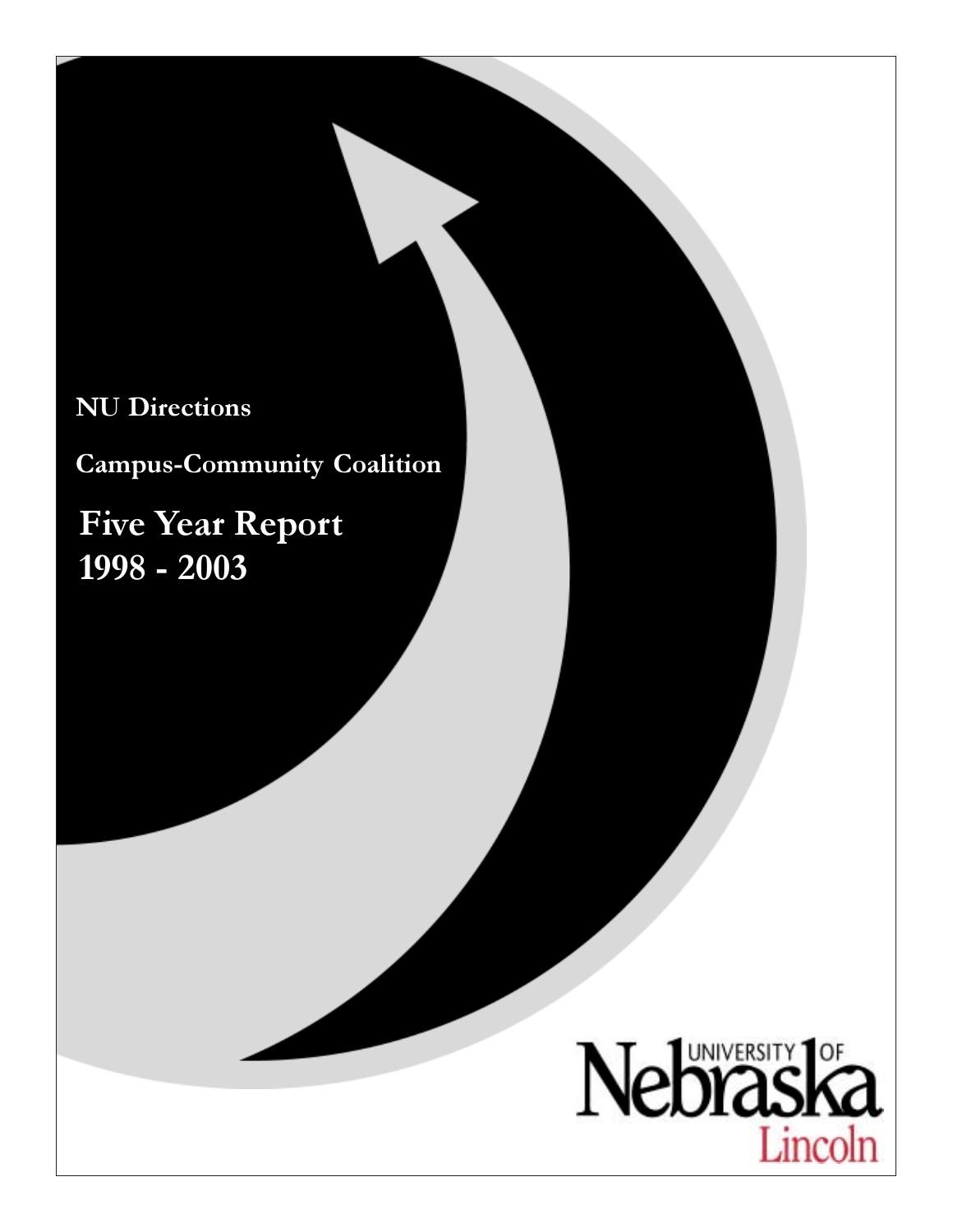**NU Directions**

**Campus-Community Coalition**

# Five Year Report 1998 - 2003

University of Nebraska Lincoln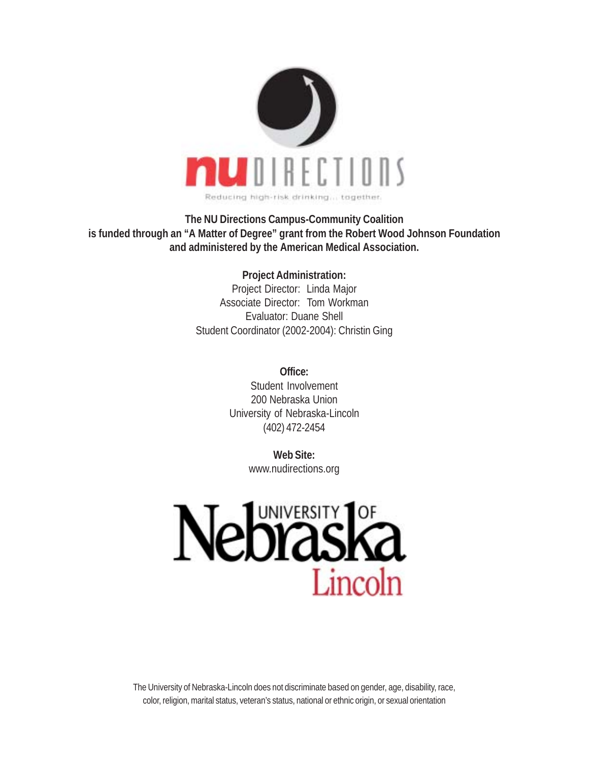nu DIRECTIONS

Reducing high-risk drinking... together.

**The NU Directions Campus-Community Coalition is funded through an "A Matter of Degree" grant from the Robert Wood Johnson Foundation and administered by the American Medical Association.**

**Project Administration:**

Project Director: Linda Major

Associate Director: Tom Workman

Evaluator: Duane Shell

Student Coordinator (2002-2004): Christin Ging

**Office:**

Student Involvement

200 Nebraska Union

University of Nebraska-Lincoln

(402) 472-2454

**Web Site:**

www.nudirections.org

University of Nebraska Lincoln

The University of Nebraska-Lincoln does not discriminate based on gender, age, disability, race, color, religion, marital status, veteran's status, national or ethnic origin, or sexual orientation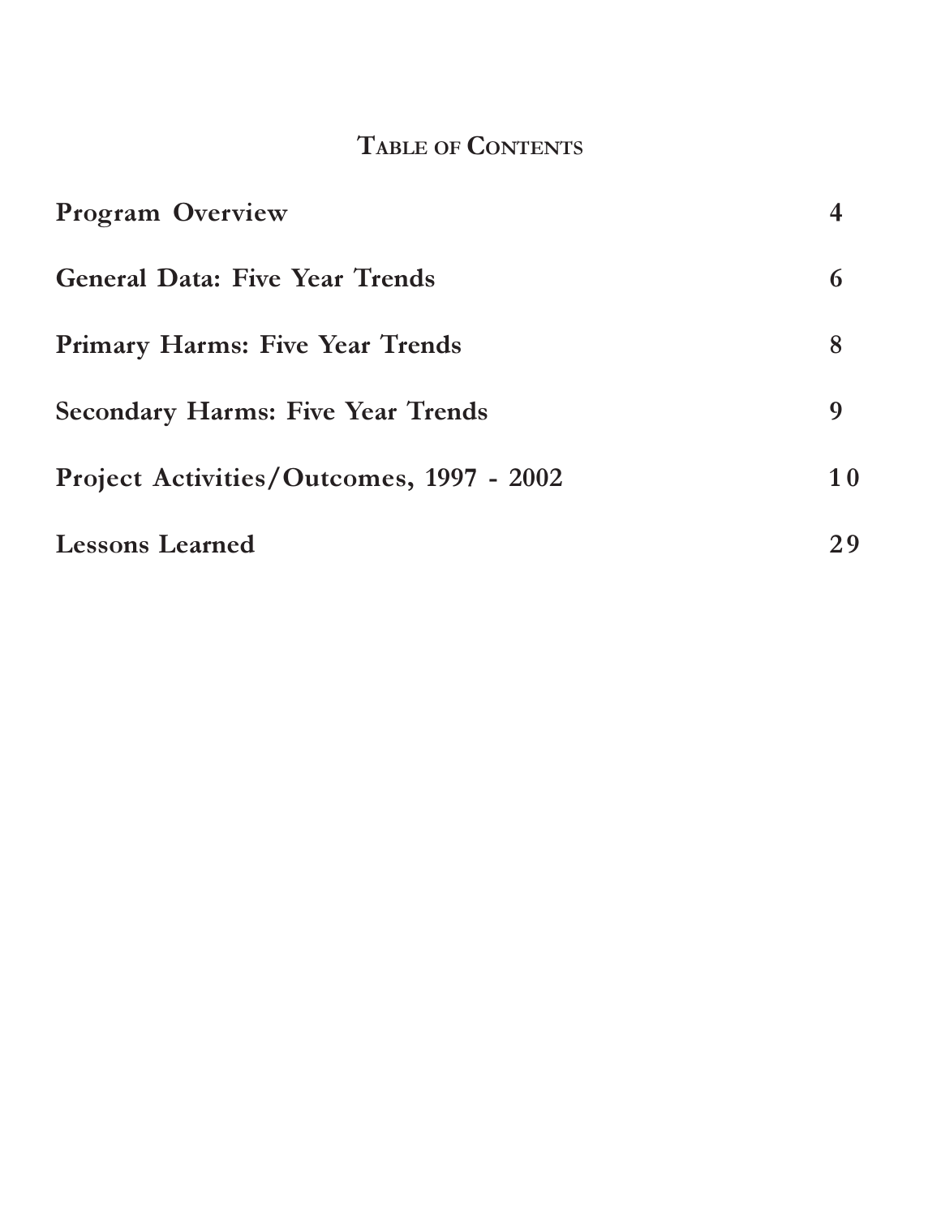# Table of Contents

| | |
|---|---|
| **Program Overview** | **4** |
| **General Data: Five Year Trends** | **6** |
| **Primary Harms: Five Year Trends** | **8** |
| **Secondary Harms: Five Year Trends** | **9** |
| **Project Activities/Outcomes, 1997 - 2002** | **10** |
| **Lessons Learned** | **29** |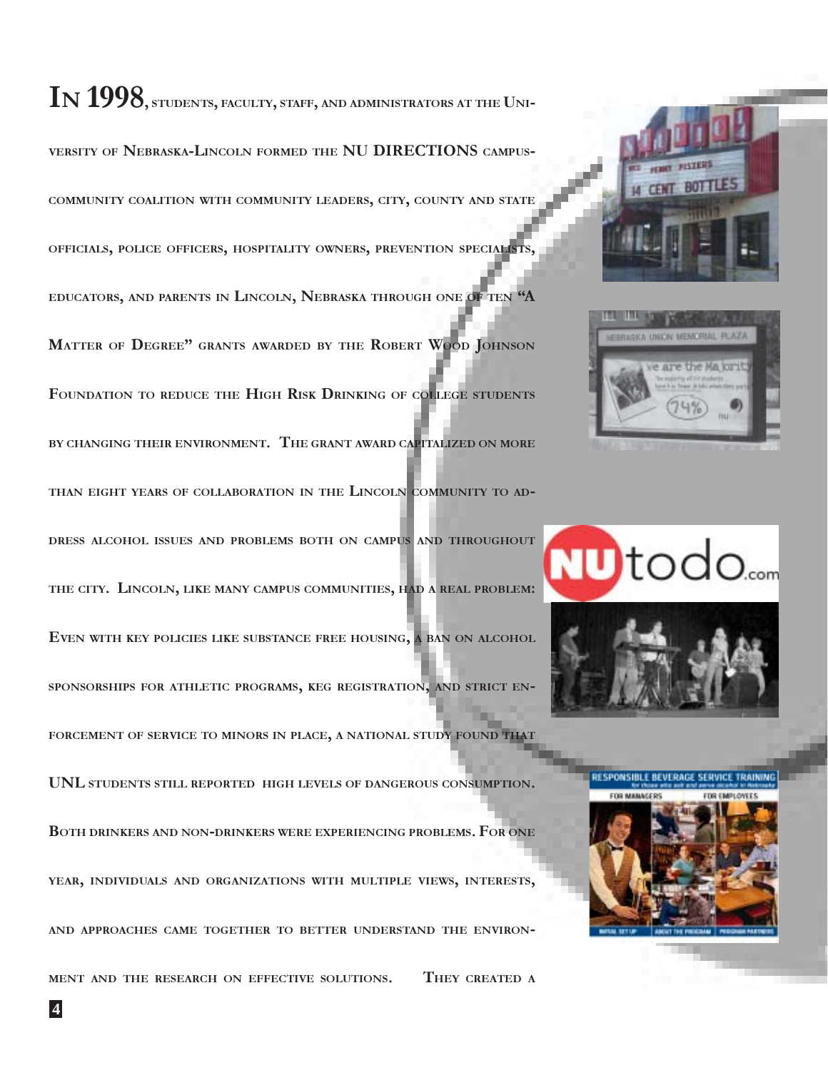In 1998, students, faculty, staff, and administrators at the University of Nebraska-Lincoln formed the NU DIRECTIONS campus-community coalition with community leaders, city, county and state officials, police officers, hospitality owners, prevention specialists, educators, and parents in Lincoln, Nebraska through one of ten "A Matter of Degree" grants awarded by the Robert Wood Johnson Foundation to reduce the High Risk Drinking of college students by changing their environment. The grant award capitalized on more than eight years of collaboration in the Lincoln community to address alcohol issues and problems both on campus and throughout the city. Lincoln, like many campus communities, had a real problem: Even with key policies like substance free housing, a ban on alcohol sponsorships for athletic programs, keg registration, and strict enforcement of service to minors in place, a national study found that UNL students still reported high levels of dangerous consumption. Both drinkers and non-drinkers were experiencing problems. For one year, individuals and organizations with multiple views, interests, and approaches came together to better understand the environment and the research on effective solutions. They created a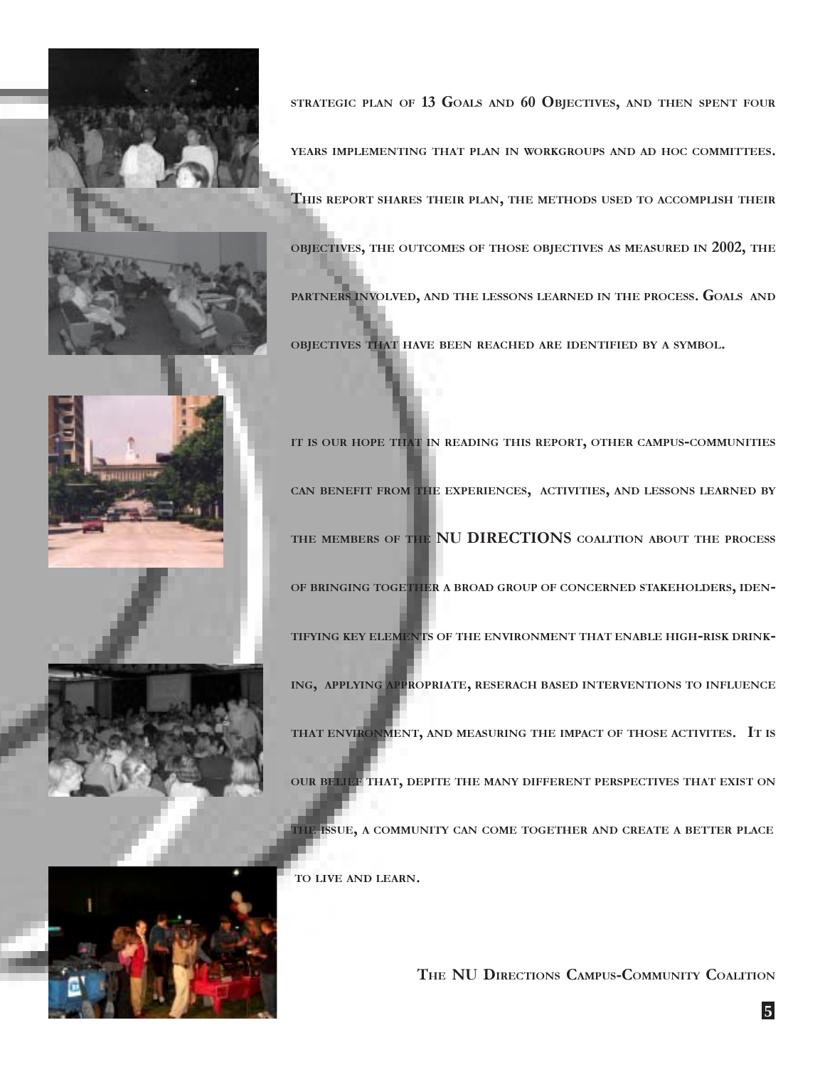strategic plan of 13 Goals and 60 Objectives, and then spent four years implementing that plan in workgroups and ad hoc committees. This report shares their plan, the methods used to accomplish their objectives, the outcomes of those objectives as measured in 2002, the partners involved, and the lessons learned in the process. Goals and objectives that have been reached are identified by a symbol.

it is our hope that in reading this report, other campus-communities can benefit from the experiences, activities, and lessons learned by the members of the **NU DIRECTIONS** coalition about the process of bringing together a broad group of concerned stakeholders, identifying key elements of the environment that enable high-risk drinking, applying appropriate, reserach based interventions to influence that environment, and measuring the impact of those activites. It is our belief that, depite the many different perspectives that exist on the issue, a community can come together and create a better place to live and learn.

**The NU Directions Campus-Community Coalition**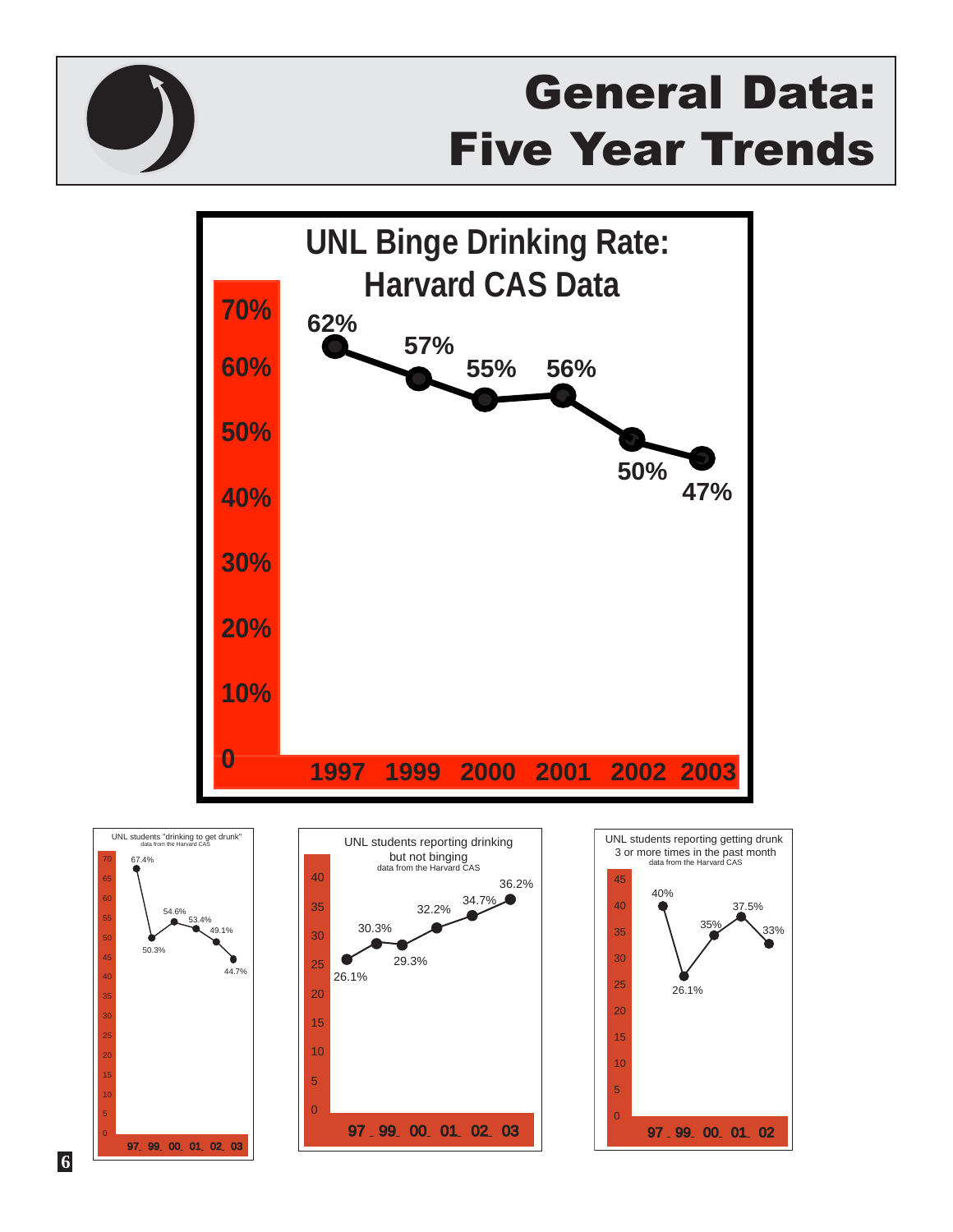# General Data: Five Year Trends

## UNL Binge Drinking Rate: Harvard CAS Data

| Year | Rate |
|---|---|
| 1997 | 62% |
| 1999 | 57% |
| 2000 | 55% |
| 2001 | 56% |
| 2002 | 50% |
| 2003 | 47% |

### UNL students "drinking to get drunk"
data from the Harvard CAS

| Year | Rate |
|---|---|
| 97 | 67.4% |
| 99 | 50.3% |
| 00 | 54.6% |
| 01 | 53.4% |
| 02 | 49.1% |
| 03 | 44.7% |

### UNL students reporting drinking but not binging
data from the Harvard CAS

| Year | Rate |
|---|---|
| 97 | 26.1% |
| 99 | 30.3% |
| 00 | 29.3% |
| 01 | 32.2% |
| 02 | 34.7% |
| 03 | 36.2% |

### UNL students reporting getting drunk 3 or more times in the past month
data from the Harvard CAS

| Year | Rate |
|---|---|
| 97 | 40% |
| 99 | 26.1% |
| 00 | 35% |
| 01 | 37.5% |
| 02 | 33% |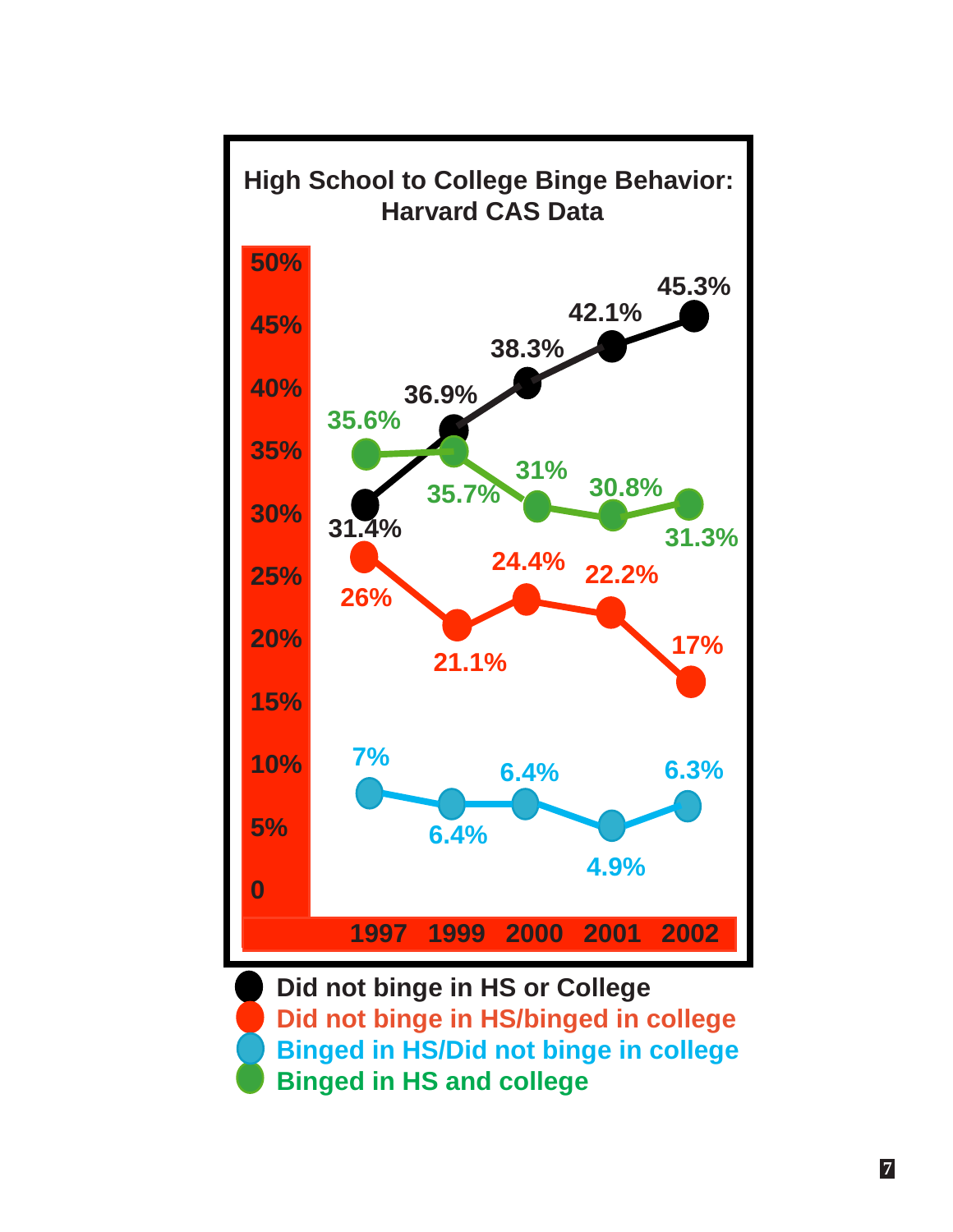## High School to College Binge Behavior: Harvard CAS Data

| | 1997 | 1999 | 2000 | 2001 | 2002 |
|---|---|---|---|---|---|
| Did not binge in HS or College | 31.4% | 36.9% | 38.3% | 42.1% | 45.3% |
| Did not binge in HS/binged in college | 26% | 21.1% | 24.4% | 22.2% | 17% |
| Binged in HS/Did not binge in college | 7% | 6.4% | 6.4% | 4.9% | 6.3% |
| Binged in HS and college | 35.6% | 35.7% | 31% | 30.8% | 31.3% |

- Did not binge in HS or College
- Did not binge in HS/binged in college
- Binged in HS/Did not binge in college
- Binged in HS and college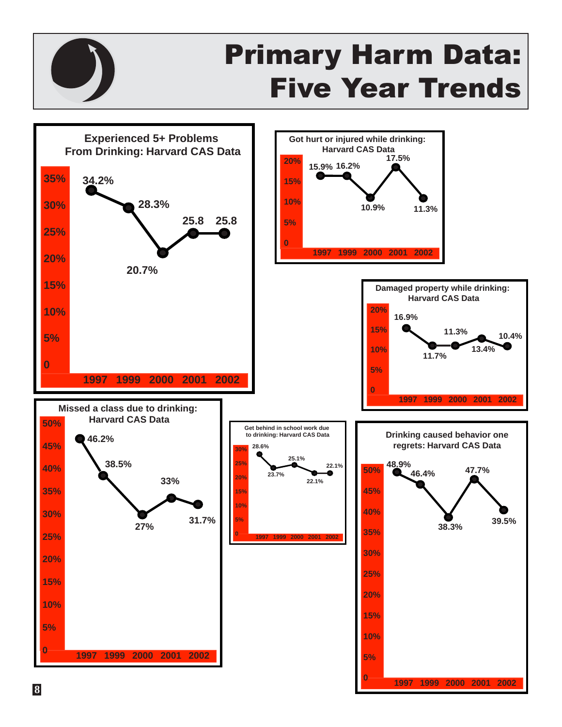# Primary Harm Data: Five Year Trends

### Experienced 5+ Problems From Drinking: Harvard CAS Data

| 1997 | 1999 | 2000 | 2001 | 2002 |
|---|---|---|---|---|
| 34.2% | 28.3% | 20.7% | 25.8 | 25.8 |

### Got hurt or injured while drinking: Harvard CAS Data

| 1997 | 1999 | 2000 | 2001 | 2002 |
|---|---|---|---|---|
| 15.9% | 16.2% | 10.9% | 17.5% | 11.3% |

### Damaged property while drinking: Harvard CAS Data

| 1997 | 1999 | 2000 | 2001 | 2002 |
|---|---|---|---|---|
| 16.9% | 11.7% | 11.3% | 13.4% | 10.4% |

### Missed a class due to drinking: Harvard CAS Data

| 1997 | 1999 | 2000 | 2001 | 2002 |
|---|---|---|---|---|
| 46.2% | 38.5% | 27% | 33% | 31.7% |

### Get behind in school work due to drinking: Harvard CAS Data

| 1997 | 1999 | 2000 | 2001 | 2002 |
|---|---|---|---|---|
| 28.6% | 23.7% | 25.1% | 22.1% | 22.1% |

### Drinking caused behavior one regrets: Harvard CAS Data

| 1997 | 1999 | 2000 | 2001 | 2002 |
|---|---|---|---|---|
| 48.9% | 46.4% | 38.3% | 47.7% | 39.5% |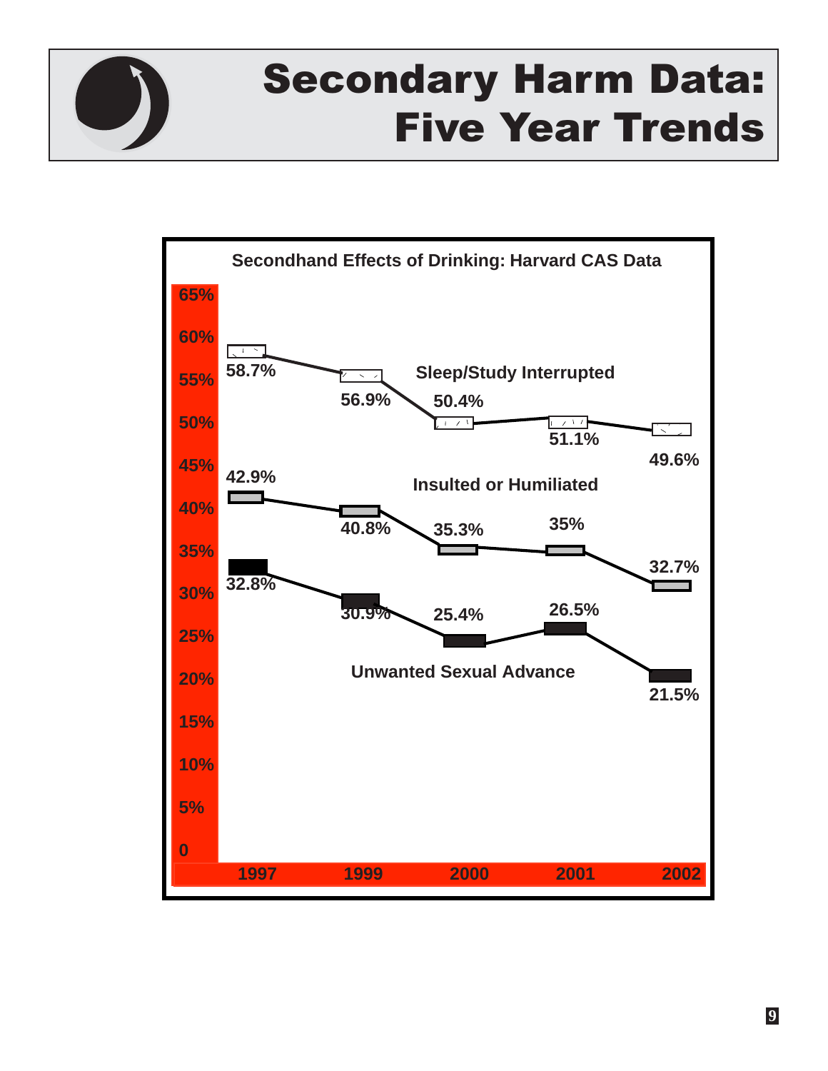# Secondary Harm Data: Five Year Trends

**Secondhand Effects of Drinking: Harvard CAS Data**

| | 1997 | 1999 | 2000 | 2001 | 2002 |
|---|---|---|---|---|---|
| Sleep/Study Interrupted | 58.7% | 56.9% | 50.4% | 51.1% | 49.6% |
| Insulted or Humiliated | 42.9% | 40.8% | 35.3% | 35% | 32.7% |
| Unwanted Sexual Advance | 32.8% | 30.9% | 25.4% | 26.5% | 21.5% |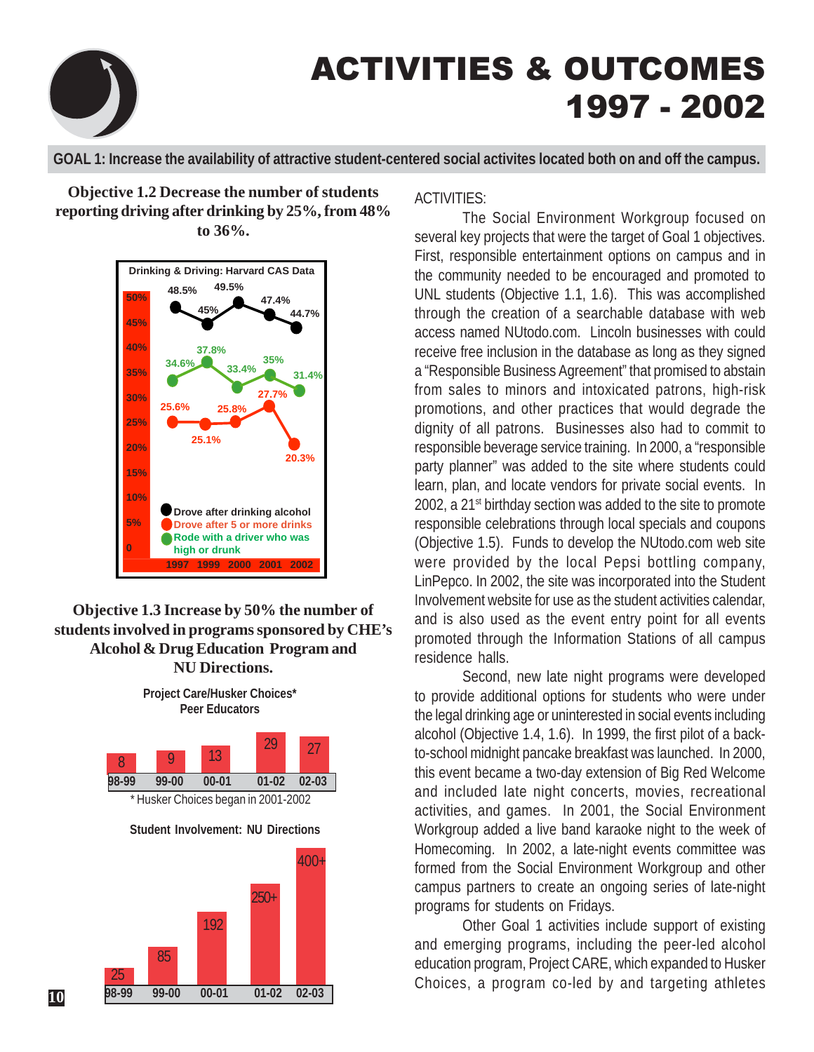# ACTIVITIES & OUTCOMES 1997 - 2002

**GOAL 1: Increase the availability of attractive student-centered social activites located both on and off the campus.**

### Objective 1.2 Decrease the number of students reporting driving after drinking by 25%, from 48% to 36%.

**Drinking & Driving: Harvard CAS Data**

| | 1997 | 1999 | 2000 | 2001 | 2002 |
|---|---|---|---|---|---|
| Drove after drinking alcohol | 48.5% | 45% | 49.5% | 47.4% | 44.7% |
| Drove after 5 or more drinks | 25.6% | 25.1% | 25.8% | 27.7% | 20.3% |
| Rode with a driver who was high or drunk | 34.6% | 37.8% | 33.4% | 35% | 31.4% |

### Objective 1.3 Increase by 50% the number of students involved in programs sponsored by CHE's Alcohol & Drug Education Program and NU Directions.

**Project Care/Husker Choices* Peer Educators**

| 98-99 | 99-00 | 00-01 | 01-02 | 02-03 |
|---|---|---|---|---|
| 8 | 9 | 13 | 29 | 27 |

\* Husker Choices began in 2001-2002

**Student Involvement: NU Directions**

| 98-99 | 99-00 | 00-01 | 01-02 | 02-03 |
|---|---|---|---|---|
| 25 | 85 | 192 | 250+ | 400+ |

ACTIVITIES:

The Social Environment Workgroup focused on several key projects that were the target of Goal 1 objectives. First, responsible entertainment options on campus and in the community needed to be encouraged and promoted to UNL students (Objective 1.1, 1.6). This was accomplished through the creation of a searchable database with web access named NUtodo.com. Lincoln businesses with could receive free inclusion in the database as long as they signed a "Responsible Business Agreement" that promised to abstain from sales to minors and intoxicated patrons, high-risk promotions, and other practices that would degrade the dignity of all patrons. Businesses also had to commit to responsible beverage service training. In 2000, a "responsible party planner" was added to the site where students could learn, plan, and locate vendors for private social events. In 2002, a 21st birthday section was added to the site to promote responsible celebrations through local specials and coupons (Objective 1.5). Funds to develop the NUtodo.com web site were provided by the local Pepsi bottling company, LinPepco. In 2002, the site was incorporated into the Student Involvement website for use as the student activities calendar, and is also used as the event entry point for all events promoted through the Information Stations of all campus residence halls.

Second, new late night programs were developed to provide additional options for students who were under the legal drinking age or uninterested in social events including alcohol (Objective 1.4, 1.6). In 1999, the first pilot of a back-to-school midnight pancake breakfast was launched. In 2000, this event became a two-day extension of Big Red Welcome and included late night concerts, movies, recreational activities, and games. In 2001, the Social Environment Workgroup added a live band karaoke night to the week of Homecoming. In 2002, a late-night events committee was formed from the Social Environment Workgroup and other campus partners to create an ongoing series of late-night programs for students on Fridays.

Other Goal 1 activities include support of existing and emerging programs, including the peer-led alcohol education program, Project CARE, which expanded to Husker Choices, a program co-led by and targeting athletes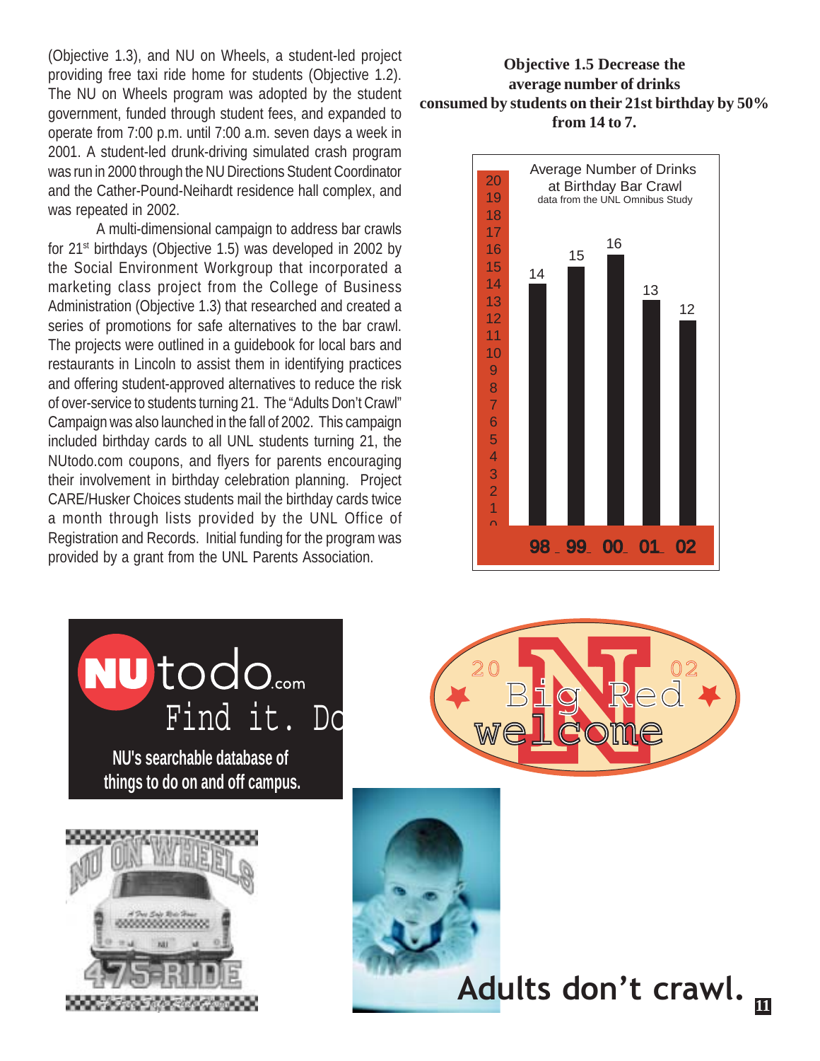(Objective 1.3), and NU on Wheels, a student-led project providing free taxi ride home for students (Objective 1.2). The NU on Wheels program was adopted by the student government, funded through student fees, and expanded to operate from 7:00 p.m. until 7:00 a.m. seven days a week in 2001. A student-led drunk-driving simulated crash program was run in 2000 through the NU Directions Student Coordinator and the Cather-Pound-Neihardt residence hall complex, and was repeated in 2002.

A multi-dimensional campaign to address bar crawls for 21st birthdays (Objective 1.5) was developed in 2002 by the Social Environment Workgroup that incorporated a marketing class project from the College of Business Administration (Objective 1.3) that researched and created a series of promotions for safe alternatives to the bar crawl. The projects were outlined in a guidebook for local bars and restaurants in Lincoln to assist them in identifying practices and offering student-approved alternatives to reduce the risk of over-service to students turning 21. The "Adults Don't Crawl" Campaign was also launched in the fall of 2002. This campaign included birthday cards to all UNL students turning 21, the NUtodo.com coupons, and flyers for parents encouraging their involvement in birthday celebration planning. Project CARE/Husker Choices students mail the birthday cards twice a month through lists provided by the UNL Office of Registration and Records. Initial funding for the program was provided by a grant from the UNL Parents Association.

**Objective 1.5 Decrease the average number of drinks consumed by students on their 21st birthday by 50% from 14 to 7.**

Average Number of Drinks at Birthday Bar Crawl
data from the UNL Omnibus Study

| Year | 98 | 99 | 00 | 01 | 02 |
|---|---|---|---|---|---|
| Average number of drinks | 14 | 15 | 16 | 13 | 12 |

NUtodo.com Find it. Do
NU's searchable database of things to do on and off campus.

2002 Big Red welcome

NU ON WHEELS 475-RIDE

Adults don't crawl.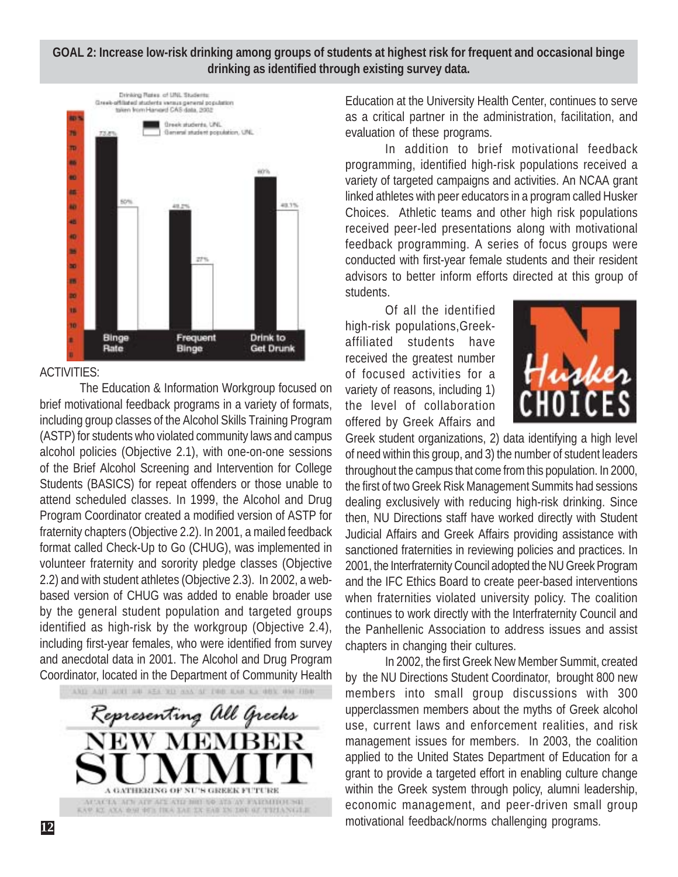**GOAL 2: Increase low-risk drinking among groups of students at highest risk for frequent and occasional binge drinking as identified through existing survey data.**

ACTIVITIES:

The Education & Information Workgroup focused on brief motivational feedback programs in a variety of formats, including group classes of the Alcohol Skills Training Program (ASTP) for students who violated community laws and campus alcohol policies (Objective 2.1), with one-on-one sessions of the Brief Alcohol Screening and Intervention for College Students (BASICS) for repeat offenders or those unable to attend scheduled classes. In 1999, the Alcohol and Drug Program Coordinator created a modified version of ASTP for fraternity chapters (Objective 2.2). In 2001, a mailed feedback format called Check-Up to Go (CHUG), was implemented in volunteer fraternity and sorority pledge classes (Objective 2.2) and with student athletes (Objective 2.3). In 2002, a web-based version of CHUG was added to enable broader use by the general student population and targeted groups identified as high-risk by the workgroup (Objective 2.4), including first-year females, who were identified from survey and anecdotal data in 2001. The Alcohol and Drug Program Coordinator, located in the Department of Community Health Education at the University Health Center, continues to serve as a critical partner in the administration, facilitation, and evaluation of these programs.

In addition to brief motivational feedback programming, identified high-risk populations received a variety of targeted campaigns and activities. An NCAA grant linked athletes with peer educators in a program called Husker Choices. Athletic teams and other high risk populations received peer-led presentations along with motivational feedback programming. A series of focus groups were conducted with first-year female students and their resident advisors to better inform efforts directed at this group of students.

Of all the identified high-risk populations, Greek-affiliated students have received the greatest number of focused activities for a variety of reasons, including 1) the level of collaboration offered by Greek Affairs and Greek student organizations, 2) data identifying a high level of need within this group, and 3) the number of student leaders throughout the campus that come from this population. In 2000, the first of two Greek Risk Management Summits had sessions dealing exclusively with reducing high-risk drinking. Since then, NU Directions staff have worked directly with Student Judicial Affairs and Greek Affairs providing assistance with sanctioned fraternities in reviewing policies and practices. In 2001, the Interfraternity Council adopted the NU Greek Program and the IFC Ethics Board to create peer-based interventions when fraternities violated university policy. The coalition continues to work directly with the Interfraternity Council and the Panhellenic Association to address issues and assist chapters in changing their cultures.

In 2002, the first Greek New Member Summit, created by the NU Directions Student Coordinator, brought 800 new members into small group discussions with 300 upperclassmen members about the myths of Greek alcohol use, current laws and enforcement realities, and risk management issues for members. In 2003, the coalition applied to the United States Department of Education for a grant to provide a targeted effort in enabling culture change within the Greek system through policy, alumni leadership, economic management, and peer-driven small group motivational feedback/norms challenging programs.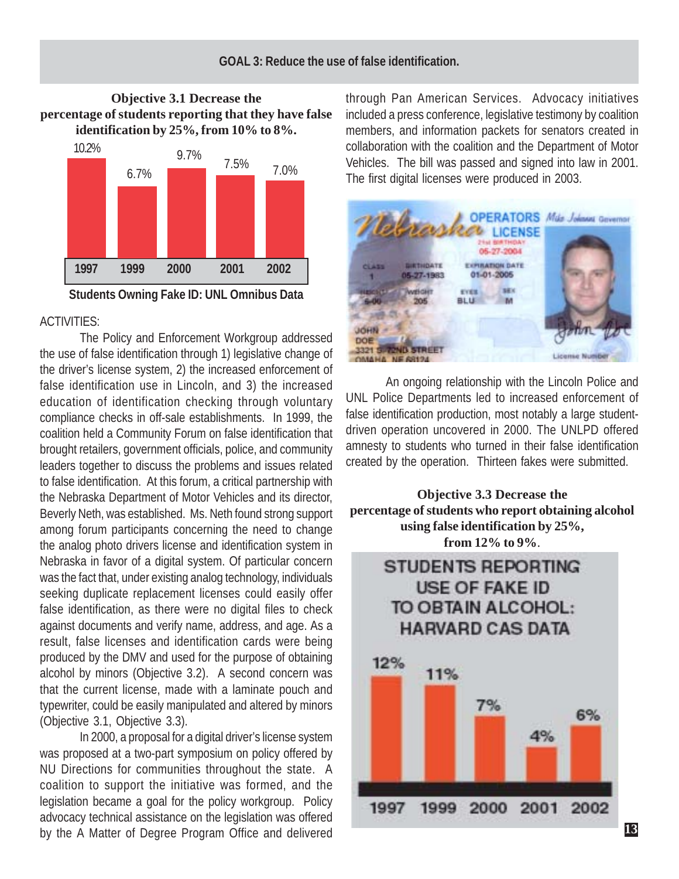## GOAL 3: Reduce the use of false identification.

### Objective 3.1 Decrease the percentage of students reporting that they have false identification by 25%, from 10% to 8%.

| 1997 | 1999 | 2000 | 2001 | 2002 |
|---|---|---|---|---|
| 10.2% | 6.7% | 9.7% | 7.5% | 7.0% |

Students Owning Fake ID: UNL Omnibus Data

ACTIVITIES:

The Policy and Enforcement Workgroup addressed the use of false identification through 1) legislative change of the driver's license system, 2) the increased enforcement of false identification use in Lincoln, and 3) the increased education of identification checking through voluntary compliance checks in off-sale establishments. In 1999, the coalition held a Community Forum on false identification that brought retailers, government officials, police, and community leaders together to discuss the problems and issues related to false identification. At this forum, a critical partnership with the Nebraska Department of Motor Vehicles and its director, Beverly Neth, was established. Ms. Neth found strong support among forum participants concerning the need to change the analog photo drivers license and identification system in Nebraska in favor of a digital system. Of particular concern was the fact that, under existing analog technology, individuals seeking duplicate replacement licenses could easily offer false identification, as there were no digital files to check against documents and verify name, address, and age. As a result, false licenses and identification cards were being produced by the DMV and used for the purpose of obtaining alcohol by minors (Objective 3.2). A second concern was that the current license, made with a laminate pouch and typewriter, could be easily manipulated and altered by minors (Objective 3.1, Objective 3.3).

In 2000, a proposal for a digital driver's license system was proposed at a two-part symposium on policy offered by NU Directions for communities throughout the state. A coalition to support the initiative was formed, and the legislation became a goal for the policy workgroup. Policy advocacy technical assistance on the legislation was offered by the A Matter of Degree Program Office and delivered through Pan American Services. Advocacy initiatives included a press conference, legislative testimony by coalition members, and information packets for senators created in collaboration with the coalition and the Department of Motor Vehicles. The bill was passed and signed into law in 2001. The first digital licenses were produced in 2003.

An ongoing relationship with the Lincoln Police and UNL Police Departments led to increased enforcement of false identification production, most notably a large student-driven operation uncovered in 2000. The UNLPD offered amnesty to students who turned in their false identification created by the operation. Thirteen fakes were submitted.

### Objective 3.3 Decrease the percentage of students who report obtaining alcohol using false identification by 25%, from 12% to 9%.

STUDENTS REPORTING USE OF FAKE ID TO OBTAIN ALCOHOL: HARVARD CAS DATA

| 1997 | 1999 | 2000 | 2001 | 2002 |
|---|---|---|---|---|
| 12% | 11% | 7% | 4% | 6% |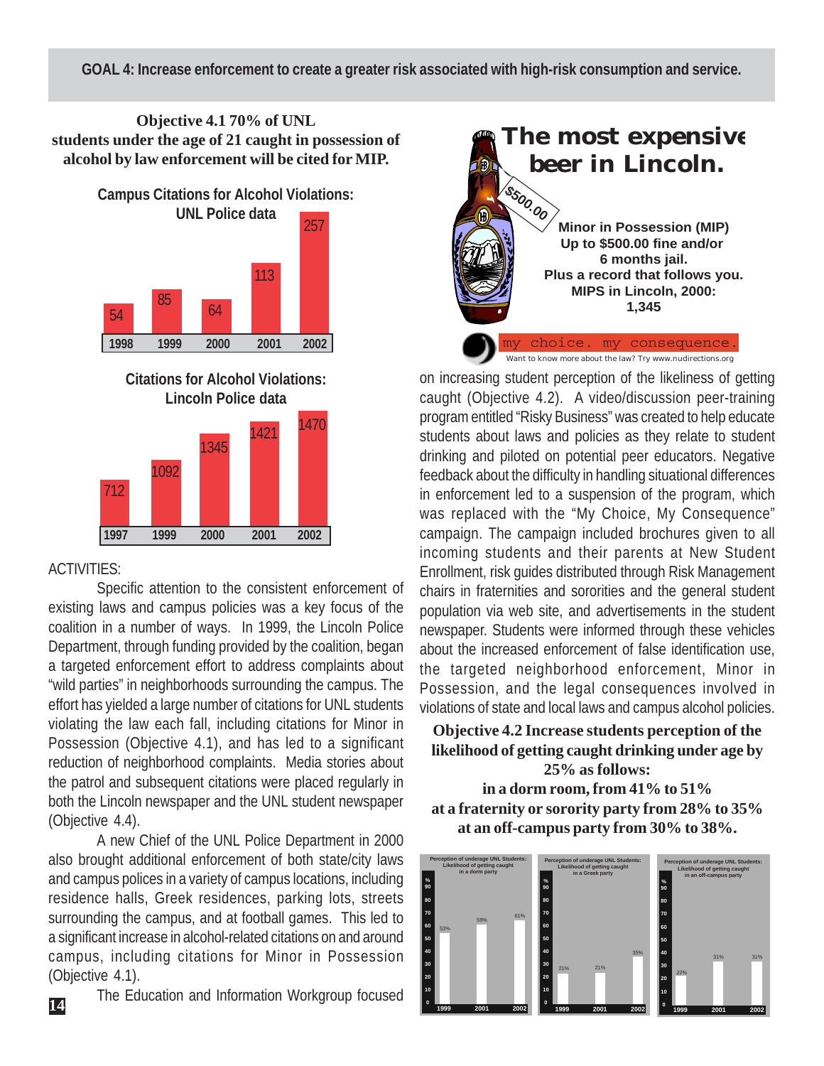## GOAL 4: Increase enforcement to create a greater risk associated with high-risk consumption and service.

**Objective 4.1 70% of UNL students under the age of 21 caught in possession of alcohol by law enforcement will be cited for MIP.**

**Campus Citations for Alcohol Violations: UNL Police data**

| 1998 | 1999 | 2000 | 2001 | 2002 |
|---|---|---|---|---|
| 54 | 85 | 64 | 113 | 257 |

**Citations for Alcohol Violations: Lincoln Police data**

| 1997 | 1999 | 2000 | 2001 | 2002 |
|---|---|---|---|---|
| 712 | 1092 | 1345 | 1421 | 1470 |

ACTIVITIES:

Specific attention to the consistent enforcement of existing laws and campus policies was a key focus of the coalition in a number of ways. In 1999, the Lincoln Police Department, through funding provided by the coalition, began a targeted enforcement effort to address complaints about "wild parties" in neighborhoods surrounding the campus. The effort has yielded a large number of citations for UNL students violating the law each fall, including citations for Minor in Possession (Objective 4.1), and has led to a significant reduction of neighborhood complaints. Media stories about the patrol and subsequent citations were placed regularly in both the Lincoln newspaper and the UNL student newspaper (Objective 4.4).

A new Chief of the UNL Police Department in 2000 also brought additional enforcement of both state/city laws and campus polices in a variety of campus locations, including residence halls, Greek residences, parking lots, streets surrounding the campus, and at football games. This led to a significant increase in alcohol-related citations on and around campus, including citations for Minor in Possession (Objective 4.1).

The Education and Information Workgroup focused on increasing student perception of the likeliness of getting caught (Objective 4.2). A video/discussion peer-training program entitled "Risky Business" was created to help educate students about laws and policies as they relate to student drinking and piloted on potential peer educators. Negative feedback about the difficulty in handling situational differences in enforcement led to a suspension of the program, which was replaced with the "My Choice, My Consequence" campaign. The campaign included brochures given to all incoming students and their parents at New Student Enrollment, risk guides distributed through Risk Management chairs in fraternities and sororities and the general student population via web site, and advertisements in the student newspaper. Students were informed through these vehicles about the increased enforcement of false identification use, the targeted neighborhood enforcement, Minor in Possession, and the legal consequences involved in violations of state and local laws and campus alcohol policies.

**The most expensive beer in Lincoln.**

$500.00

**Minor in Possession (MIP)**
**Up to $500.00 fine and/or 6 months jail.**
**Plus a record that follows you.**
**MIPS in Lincoln, 2000: 1,345**

my choice. my consequence.

Want to know more about the law? Try www.nudirections.org

**Objective 4.2 Increase students perception of the likelihood of getting caught drinking under age by 25% as follows:**
**in a dorm room, from 41% to 51%**
**at a fraternity or sorority party from 28% to 35%**
**at an off-campus party from 30% to 38%.**

**Perception of underage UNL Students: Likelihood of getting caught**

| Location | 1999 | 2001 | 2002 |
|---|---|---|---|
| in a dorm party | 53% | 59% | 61% |
| in a Greek party | 21% | 21% | 35% |
| in an off-campus party | 22% | 31% | 31% |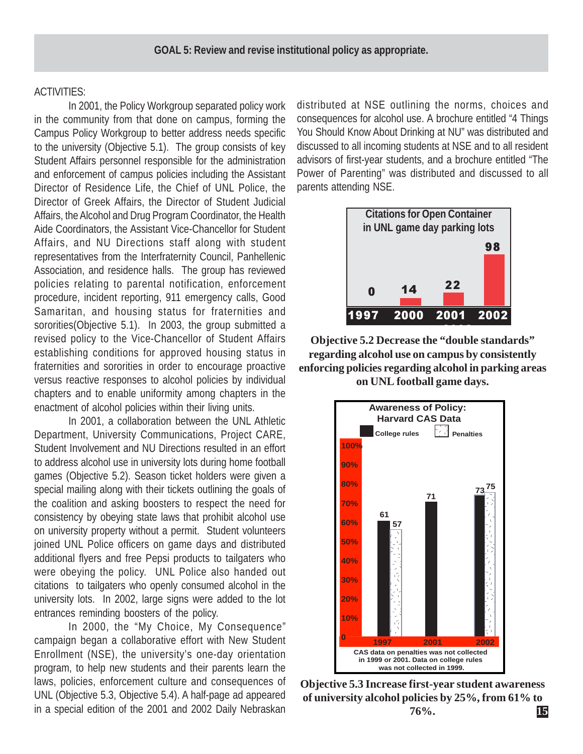## GOAL 5: Review and revise institutional policy as appropriate.

ACTIVITIES:

In 2001, the Policy Workgroup separated policy work in the community from that done on campus, forming the Campus Policy Workgroup to better address needs specific to the university (Objective 5.1). The group consists of key Student Affairs personnel responsible for the administration and enforcement of campus policies including the Assistant Director of Residence Life, the Chief of UNL Police, the Director of Greek Affairs, the Director of Student Judicial Affairs, the Alcohol and Drug Program Coordinator, the Health Aide Coordinators, the Assistant Vice-Chancellor for Student Affairs, and NU Directions staff along with student representatives from the Interfraternity Council, Panhellenic Association, and residence halls. The group has reviewed policies relating to parental notification, enforcement procedure, incident reporting, 911 emergency calls, Good Samaritan, and housing status for fraternities and sororities(Objective 5.1). In 2003, the group submitted a revised policy to the Vice-Chancellor of Student Affairs establishing conditions for approved housing status in fraternities and sororities in order to encourage proactive versus reactive responses to alcohol policies by individual chapters and to enable uniformity among chapters in the enactment of alcohol policies within their living units.

In 2001, a collaboration between the UNL Athletic Department, University Communications, Project CARE, Student Involvement and NU Directions resulted in an effort to address alcohol use in university lots during home football games (Objective 5.2). Season ticket holders were given a special mailing along with their tickets outlining the goals of the coalition and asking boosters to respect the need for consistency by obeying state laws that prohibit alcohol use on university property without a permit. Student volunteers joined UNL Police officers on game days and distributed additional flyers and free Pepsi products to tailgaters who were obeying the policy. UNL Police also handed out citations to tailgaters who openly consumed alcohol in the university lots. In 2002, large signs were added to the lot entrances reminding boosters of the policy.

In 2000, the "My Choice, My Consequence" campaign began a collaborative effort with New Student Enrollment (NSE), the university's one-day orientation program, to help new students and their parents learn the laws, policies, enforcement culture and consequences of UNL (Objective 5.3, Objective 5.4). A half-page ad appeared in a special edition of the 2001 and 2002 Daily Nebraskan distributed at NSE outlining the norms, choices and consequences for alcohol use. A brochure entitled "4 Things You Should Know About Drinking at NU" was distributed and discussed to all incoming students at NSE and to all resident advisors of first-year students, and a brochure entitled "The Power of Parenting" was distributed and discussed to all parents attending NSE.

**Citations for Open Container in UNL game day parking lots**

| Year | Citations |
|---|---|
| 1997 | 0 |
| 2000 | 14 |
| 2001 | 22 |
| 2002 | 98 |

**Objective 5.2 Decrease the "double standards" regarding alcohol use on campus by consistently enforcing policies regarding alcohol in parking areas on UNL football game days.**

**Awareness of Policy: Harvard CAS Data**

| Year | College rules | Penalties |
|---|---|---|
| 1997 | 61 | 57 |
| 2001 | 71 | |
| 2002 | 73 | 75 |

CAS data on penalties was not collected in 1999 or 2001. Data on college rules was not collected in 1999.

**Objective 5.3 Increase first-year student awareness of university alcohol policies by 25%, from 61% to 76%.**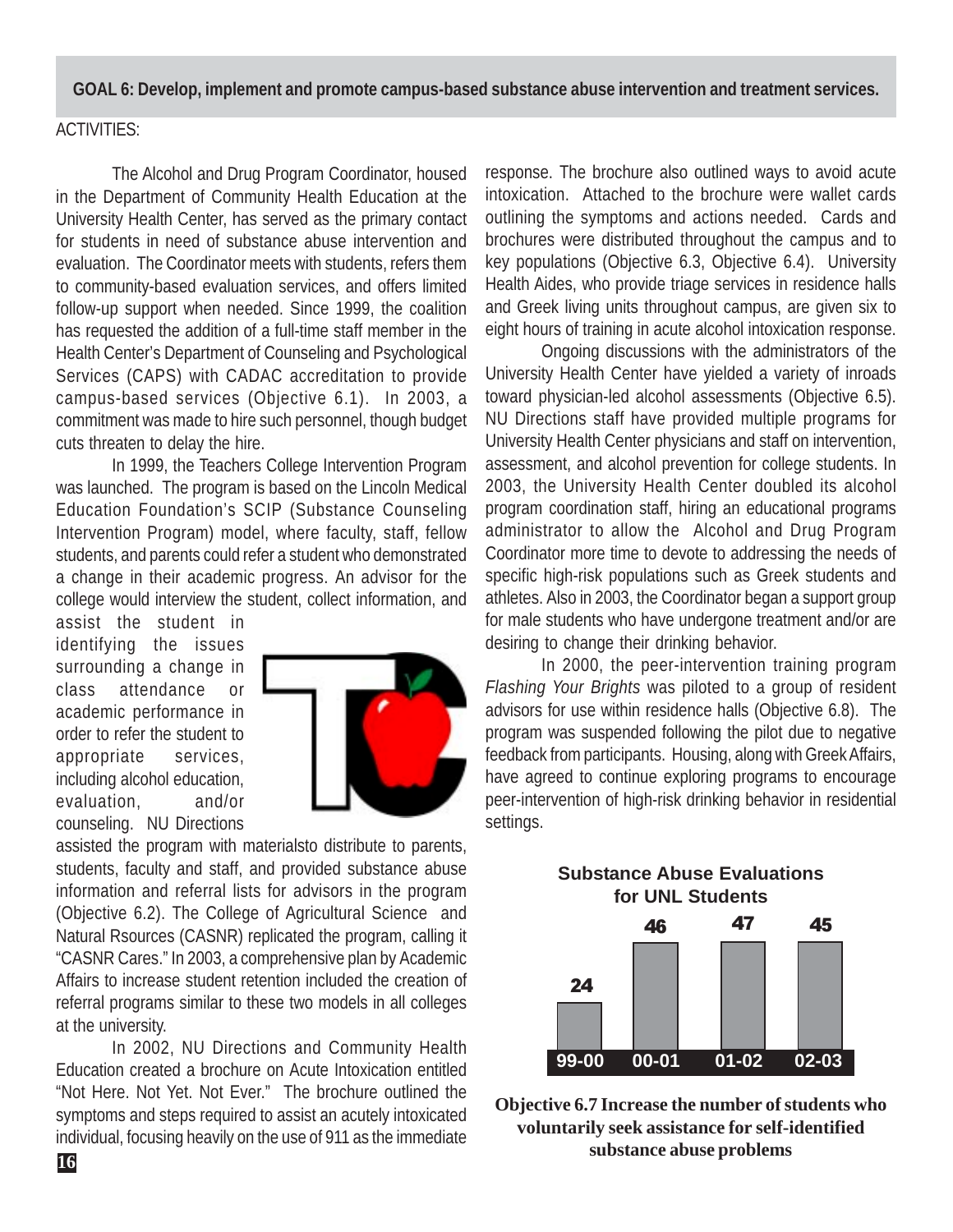**GOAL 6: Develop, implement and promote campus-based substance abuse intervention and treatment services.**

ACTIVITIES:

The Alcohol and Drug Program Coordinator, housed in the Department of Community Health Education at the University Health Center, has served as the primary contact for students in need of substance abuse intervention and evaluation. The Coordinator meets with students, refers them to community-based evaluation services, and offers limited follow-up support when needed. Since 1999, the coalition has requested the addition of a full-time staff member in the Health Center's Department of Counseling and Psychological Services (CAPS) with CADAC accreditation to provide campus-based services (Objective 6.1). In 2003, a commitment was made to hire such personnel, though budget cuts threaten to delay the hire.

In 1999, the Teachers College Intervention Program was launched. The program is based on the Lincoln Medical Education Foundation's SCIP (Substance Counseling Intervention Program) model, where faculty, staff, fellow students, and parents could refer a student who demonstrated a change in their academic progress. An advisor for the college would interview the student, collect information, and assist the student in identifying the issues surrounding a change in class attendance or academic performance in order to refer the student to appropriate services, including alcohol education, evaluation, and/or counseling. NU Directions assisted the program with materialsto distribute to parents, students, faculty and staff, and provided substance abuse information and referral lists for advisors in the program (Objective 6.2). The College of Agricultural Science and Natural Rsources (CASNR) replicated the program, calling it "CASNR Cares." In 2003, a comprehensive plan by Academic Affairs to increase student retention included the creation of referral programs similar to these two models in all colleges at the university.

In 2002, NU Directions and Community Health Education created a brochure on Acute Intoxication entitled "Not Here. Not Yet. Not Ever." The brochure outlined the symptoms and steps required to assist an acutely intoxicated individual, focusing heavily on the use of 911 as the immediate response. The brochure also outlined ways to avoid acute intoxication. Attached to the brochure were wallet cards outlining the symptoms and actions needed. Cards and brochures were distributed throughout the campus and to key populations (Objective 6.3, Objective 6.4). University Health Aides, who provide triage services in residence halls and Greek living units throughout campus, are given six to eight hours of training in acute alcohol intoxication response.

Ongoing discussions with the administrators of the University Health Center have yielded a variety of inroads toward physician-led alcohol assessments (Objective 6.5). NU Directions staff have provided multiple programs for University Health Center physicians and staff on intervention, assessment, and alcohol prevention for college students. In 2003, the University Health Center doubled its alcohol program coordination staff, hiring an educational programs administrator to allow the Alcohol and Drug Program Coordinator more time to devote to addressing the needs of specific high-risk populations such as Greek students and athletes. Also in 2003, the Coordinator began a support group for male students who have undergone treatment and/or are desiring to change their drinking behavior.

In 2000, the peer-intervention training program *Flashing Your Brights* was piloted to a group of resident advisors for use within residence halls (Objective 6.8). The program was suspended following the pilot due to negative feedback from participants. Housing, along with Greek Affairs, have agreed to continue exploring programs to encourage peer-intervention of high-risk drinking behavior in residential settings.

**Substance Abuse Evaluations for UNL Students**

| 99-00 | 00-01 | 01-02 | 02-03 |
|---|---|---|---|
| 24 | 46 | 47 | 45 |

**Objective 6.7 Increase the number of students who voluntarily seek assistance for self-identified substance abuse problems**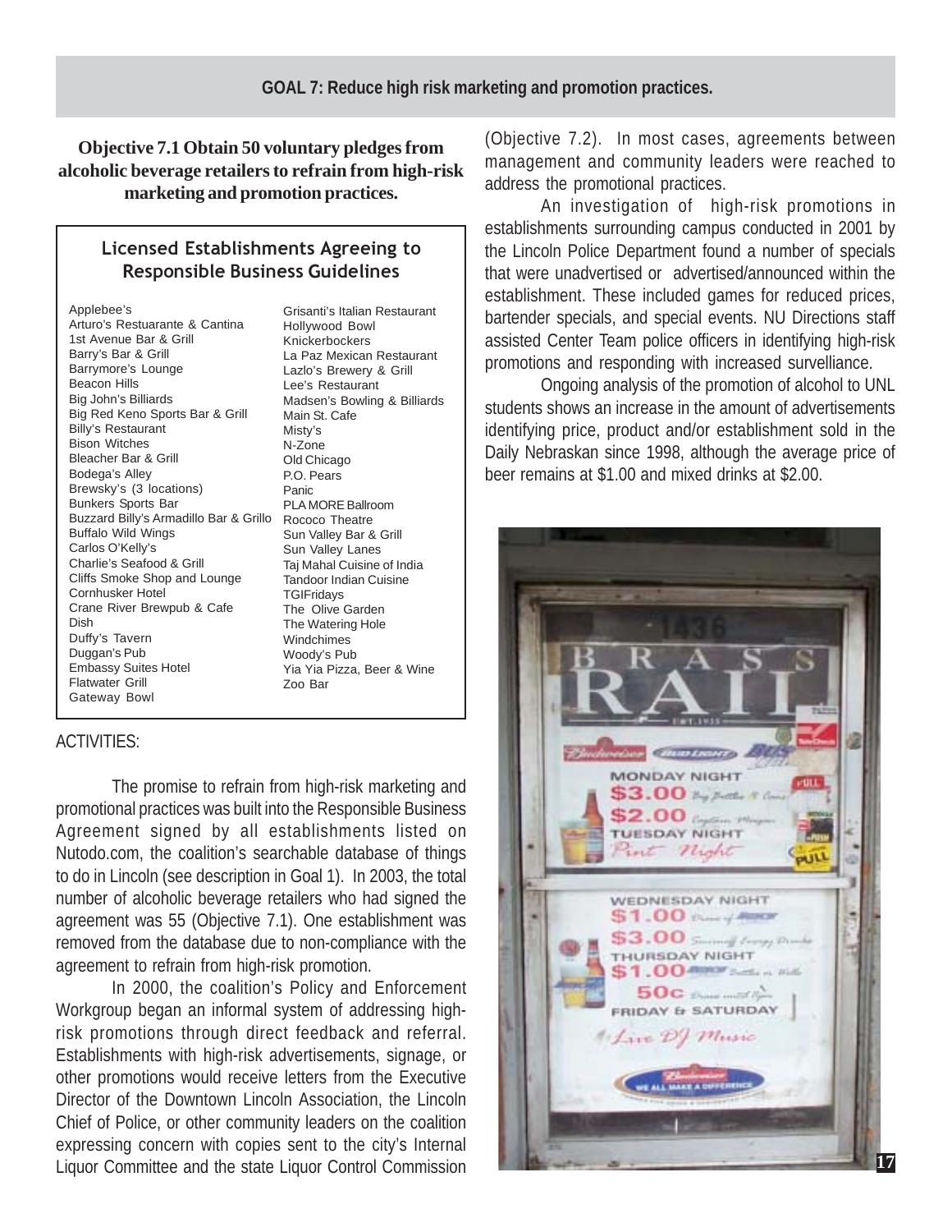## GOAL 7: Reduce high risk marketing and promotion practices.

### Objective 7.1 Obtain 50 voluntary pledges from alcoholic beverage retailers to refrain from high-risk marketing and promotion practices.

**Licensed Establishments Agreeing to Responsible Business Guidelines**

- Applebee's
- Arturo's Restuarante & Cantina
- 1st Avenue Bar & Grill
- Barry's Bar & Grill
- Barrymore's Lounge
- Beacon Hills
- Big John's Billiards
- Big Red Keno Sports Bar & Grill
- Billy's Restaurant
- Bison Witches
- Bleacher Bar & Grill
- Bodega's Alley
- Brewsky's (3 locations)
- Bunkers Sports Bar
- Buzzard Billy's Armadillo Bar & Grillo
- Buffalo Wild Wings
- Carlos O'Kelly's
- Charlie's Seafood & Grill
- Cliffs Smoke Shop and Lounge
- Cornhusker Hotel
- Crane River Brewpub & Cafe
- Dish
- Duffy's Tavern
- Duggan's Pub
- Embassy Suites Hotel
- Flatwater Grill
- Gateway Bowl
- Grisanti's Italian Restaurant
- Hollywood Bowl
- Knickerbockers
- La Paz Mexican Restaurant
- Lazlo's Brewery & Grill
- Lee's Restaurant
- Madsen's Bowling & Billiards
- Main St. Cafe
- Misty's
- N-Zone
- Old Chicago
- P.O. Pears
- Panic
- PLA MORE Ballroom
- Rococo Theatre
- Sun Valley Bar & Grill
- Sun Valley Lanes
- Taj Mahal Cuisine of India
- Tandoor Indian Cuisine
- TGIFridays
- The Olive Garden
- The Watering Hole
- Windchimes
- Woody's Pub
- Yia Yia Pizza, Beer & Wine
- Zoo Bar

ACTIVITIES:

The promise to refrain from high-risk marketing and promotional practices was built into the Responsible Business Agreement signed by all establishments listed on Nutodo.com, the coalition's searchable database of things to do in Lincoln (see description in Goal 1). In 2003, the total number of alcoholic beverage retailers who had signed the agreement was 55 (Objective 7.1). One establishment was removed from the database due to non-compliance with the agreement to refrain from high-risk promotion.

In 2000, the coalition's Policy and Enforcement Workgroup began an informal system of addressing high-risk promotions through direct feedback and referral. Establishments with high-risk advertisements, signage, or other promotions would receive letters from the Executive Director of the Downtown Lincoln Association, the Lincoln Chief of Police, or other community leaders on the coalition expressing concern with copies sent to the city's Internal Liquor Committee and the state Liquor Control Commission (Objective 7.2). In most cases, agreements between management and community leaders were reached to address the promotional practices.

An investigation of high-risk promotions in establishments surrounding campus conducted in 2001 by the Lincoln Police Department found a number of specials that were unadvertised or advertised/announced within the establishment. These included games for reduced prices, bartender specials, and special events. NU Directions staff assisted Center Team police officers in identifying high-risk promotions and responding with increased survelliance.

Ongoing analysis of the promotion of alcohol to UNL students shows an increase in the amount of advertisements identifying price, product and/or establishment sold in the Daily Nebraskan since 1998, although the average price of beer remains at $1.00 and mixed drinks at $2.00.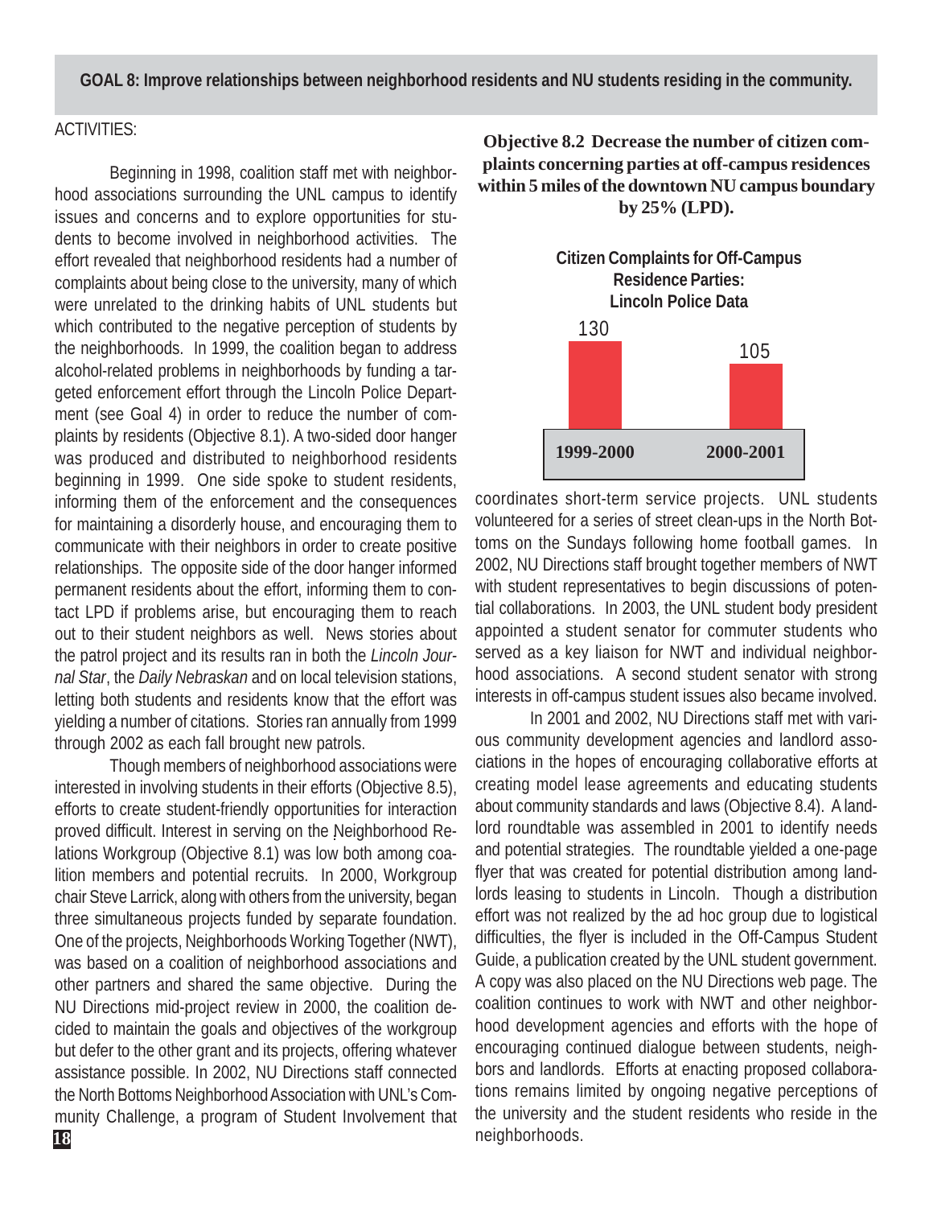**GOAL 8: Improve relationships between neighborhood residents and NU students residing in the community.**

ACTIVITIES:

Beginning in 1998, coalition staff met with neighborhood associations surrounding the UNL campus to identify issues and concerns and to explore opportunities for students to become involved in neighborhood activities. The effort revealed that neighborhood residents had a number of complaints about being close to the university, many of which were unrelated to the drinking habits of UNL students but which contributed to the negative perception of students by the neighborhoods. In 1999, the coalition began to address alcohol-related problems in neighborhoods by funding a targeted enforcement effort through the Lincoln Police Department (see Goal 4) in order to reduce the number of complaints by residents (Objective 8.1). A two-sided door hanger was produced and distributed to neighborhood residents beginning in 1999. One side spoke to student residents, informing them of the enforcement and the consequences for maintaining a disorderly house, and encouraging them to communicate with their neighbors in order to create positive relationships. The opposite side of the door hanger informed permanent residents about the effort, informing them to contact LPD if problems arise, but encouraging them to reach out to their student neighbors as well. News stories about the patrol project and its results ran in both the *Lincoln Journal Star*, the *Daily Nebraskan* and on local television stations, letting both students and residents know that the effort was yielding a number of citations. Stories ran annually from 1999 through 2002 as each fall brought new patrols.

Though members of neighborhood associations were interested in involving students in their efforts (Objective 8.5), efforts to create student-friendly opportunities for interaction proved difficult. Interest in serving on the Neighborhood Relations Workgroup (Objective 8.1) was low both among coalition members and potential recruits. In 2000, Workgroup chair Steve Larrick, along with others from the university, began three simultaneous projects funded by separate foundation. One of the projects, Neighborhoods Working Together (NWT), was based on a coalition of neighborhood associations and other partners and shared the same objective. During the NU Directions mid-project review in 2000, the coalition decided to maintain the goals and objectives of the workgroup but defer to the other grant and its projects, offering whatever assistance possible. In 2002, NU Directions staff connected the North Bottoms Neighborhood Association with UNL's Community Challenge, a program of Student Involvement that coordinates short-term service projects. UNL students volunteered for a series of street clean-ups in the North Bottoms on the Sundays following home football games. In 2002, NU Directions staff brought together members of NWT with student representatives to begin discussions of potential collaborations. In 2003, the UNL student body president appointed a student senator for commuter students who served as a key liaison for NWT and individual neighborhood associations. A second student senator with strong interests in off-campus student issues also became involved.

In 2001 and 2002, NU Directions staff met with various community development agencies and landlord associations in the hopes of encouraging collaborative efforts at creating model lease agreements and educating students about community standards and laws (Objective 8.4). A landlord roundtable was assembled in 2001 to identify needs and potential strategies. The roundtable yielded a one-page flyer that was created for potential distribution among landlords leasing to students in Lincoln. Though a distribution effort was not realized by the ad hoc group due to logistical difficulties, the flyer is included in the Off-Campus Student Guide, a publication created by the UNL student government. A copy was also placed on the NU Directions web page. The coalition continues to work with NWT and other neighborhood development agencies and efforts with the hope of encouraging continued dialogue between students, neighbors and landlords. Efforts at enacting proposed collaborations remains limited by ongoing negative perceptions of the university and the student residents who reside in the neighborhoods.

**Objective 8.2 Decrease the number of citizen complaints concerning parties at off-campus residences within 5 miles of the downtown NU campus boundary by 25% (LPD).**

**Citizen Complaints for Off-Campus Residence Parties: Lincoln Police Data**

| 1999-2000 | 2000-2001 |
|---|---|
| 130 | 105 |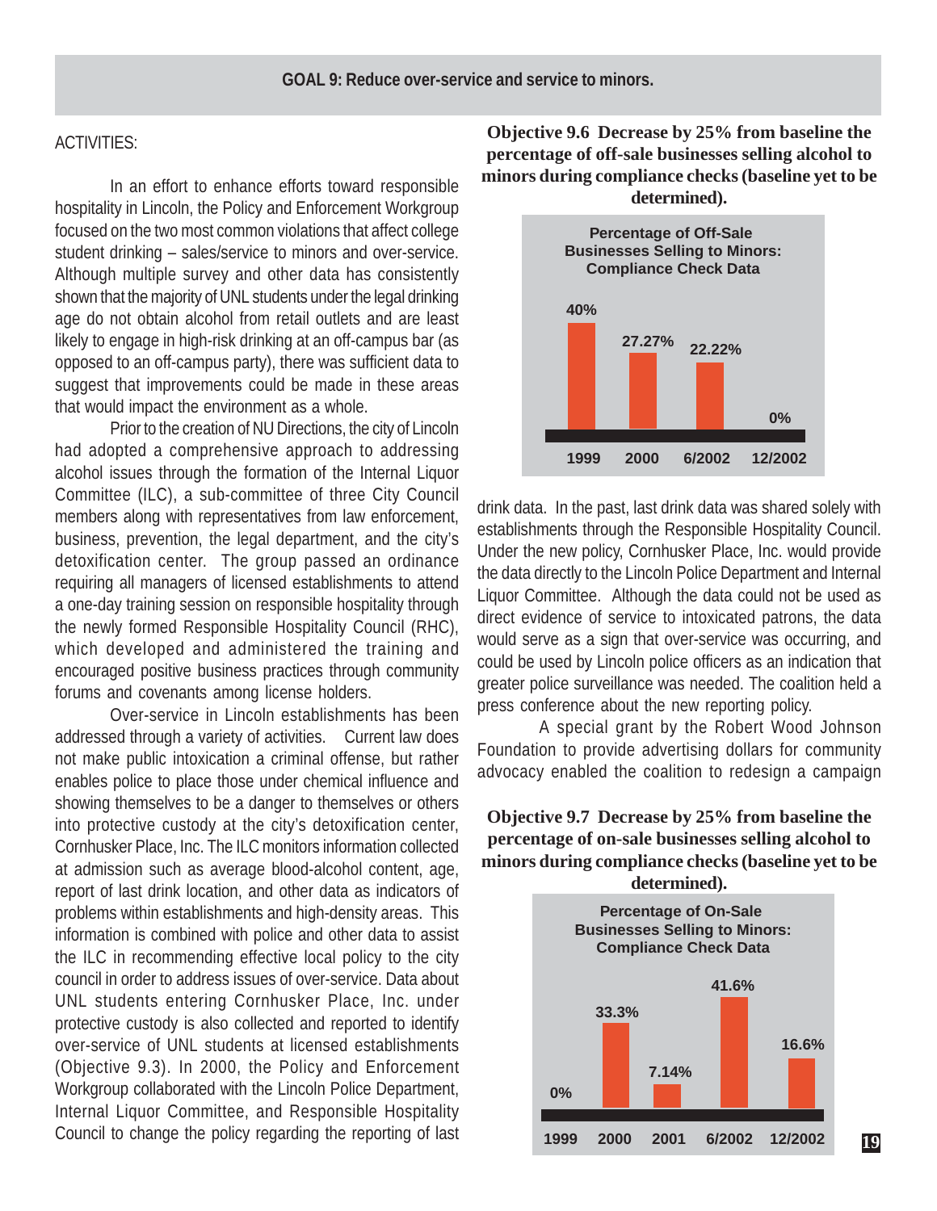## GOAL 9: Reduce over-service and service to minors.

ACTIVITIES:

In an effort to enhance efforts toward responsible hospitality in Lincoln, the Policy and Enforcement Workgroup focused on the two most common violations that affect college student drinking – sales/service to minors and over-service. Although multiple survey and other data has consistently shown that the majority of UNL students under the legal drinking age do not obtain alcohol from retail outlets and are least likely to engage in high-risk drinking at an off-campus bar (as opposed to an off-campus party), there was sufficient data to suggest that improvements could be made in these areas that would impact the environment as a whole.

Prior to the creation of NU Directions, the city of Lincoln had adopted a comprehensive approach to addressing alcohol issues through the formation of the Internal Liquor Committee (ILC), a sub-committee of three City Council members along with representatives from law enforcement, business, prevention, the legal department, and the city's detoxification center. The group passed an ordinance requiring all managers of licensed establishments to attend a one-day training session on responsible hospitality through the newly formed Responsible Hospitality Council (RHC), which developed and administered the training and encouraged positive business practices through community forums and covenants among license holders.

Over-service in Lincoln establishments has been addressed through a variety of activities. Current law does not make public intoxication a criminal offense, but rather enables police to place those under chemical influence and showing themselves to be a danger to themselves or others into protective custody at the city's detoxification center, Cornhusker Place, Inc. The ILC monitors information collected at admission such as average blood-alcohol content, age, report of last drink location, and other data as indicators of problems within establishments and high-density areas. This information is combined with police and other data to assist the ILC in recommending effective local policy to the city council in order to address issues of over-service. Data about UNL students entering Cornhusker Place, Inc. under protective custody is also collected and reported to identify over-service of UNL students at licensed establishments (Objective 9.3). In 2000, the Policy and Enforcement Workgroup collaborated with the Lincoln Police Department, Internal Liquor Committee, and Responsible Hospitality Council to change the policy regarding the reporting of last drink data. In the past, last drink data was shared solely with establishments through the Responsible Hospitality Council. Under the new policy, Cornhusker Place, Inc. would provide the data directly to the Lincoln Police Department and Internal Liquor Committee. Although the data could not be used as direct evidence of service to intoxicated patrons, the data would serve as a sign that over-service was occurring, and could be used by Lincoln police officers as an indication that greater police surveillance was needed. The coalition held a press conference about the new reporting policy.

A special grant by the Robert Wood Johnson Foundation to provide advertising dollars for community advocacy enabled the coalition to redesign a campaign

### Objective 9.6 Decrease by 25% from baseline the percentage of off-sale businesses selling alcohol to minors during compliance checks (baseline yet to be determined).

**Percentage of Off-Sale Businesses Selling to Minors: Compliance Check Data**

| 1999 | 2000 | 6/2002 | 12/2002 |
|---|---|---|---|
| 40% | 27.27% | 22.22% | 0% |

### Objective 9.7 Decrease by 25% from baseline the percentage of on-sale businesses selling alcohol to minors during compliance checks (baseline yet to be determined).

**Percentage of On-Sale Businesses Selling to Minors: Compliance Check Data**

| 1999 | 2000 | 2001 | 6/2002 | 12/2002 |
|---|---|---|---|---|
| 0% | 33.3% | 7.14% | 41.6% | 16.6% |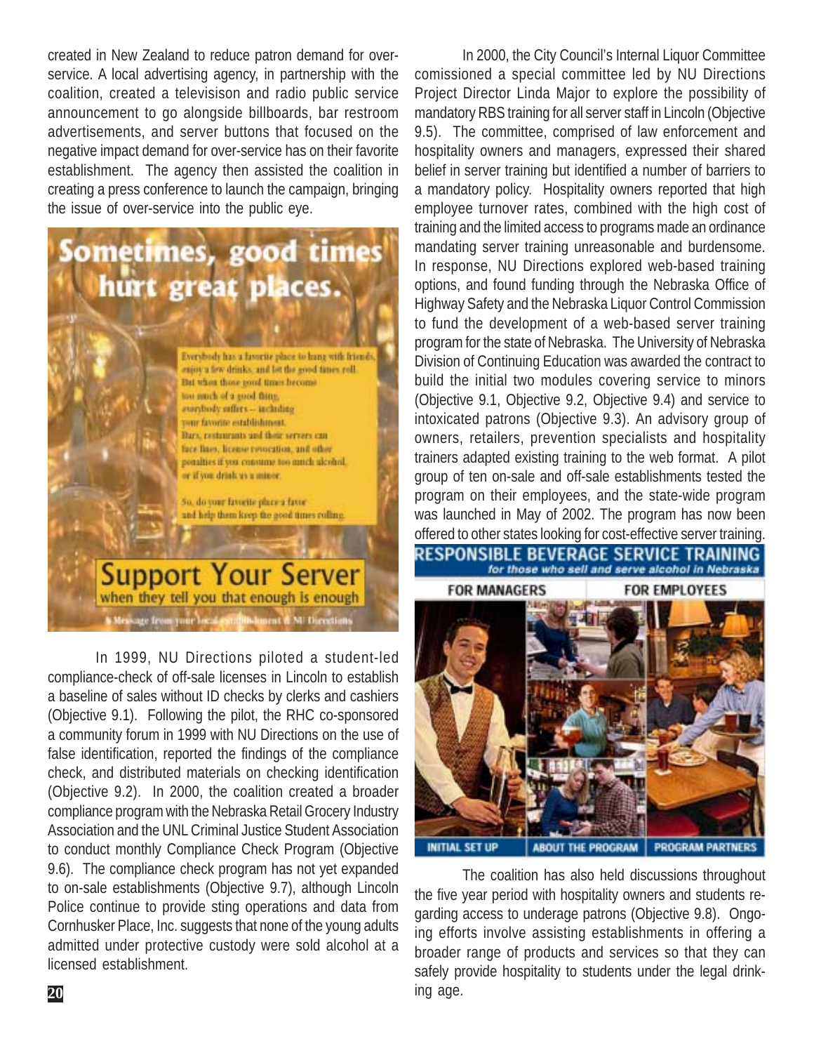created in New Zealand to reduce patron demand for over-service. A local advertising agency, in partnership with the coalition, created a televisison and radio public service announcement to go alongside billboards, bar restroom advertisements, and server buttons that focused on the negative impact demand for over-service has on their favorite establishment. The agency then assisted the coalition in creating a press conference to launch the campaign, bringing the issue of over-service into the public eye.

In 1999, NU Directions piloted a student-led compliance-check of off-sale licenses in Lincoln to establish a baseline of sales without ID checks by clerks and cashiers (Objective 9.1). Following the pilot, the RHC co-sponsored a community forum in 1999 with NU Directions on the use of false identification, reported the findings of the compliance check, and distributed materials on checking identification (Objective 9.2). In 2000, the coalition created a broader compliance program with the Nebraska Retail Grocery Industry Association and the UNL Criminal Justice Student Association to conduct monthly Compliance Check Program (Objective 9.6). The compliance check program has not yet expanded to on-sale establishments (Objective 9.7), although Lincoln Police continue to provide sting operations and data from Cornhusker Place, Inc. suggests that none of the young adults admitted under protective custody were sold alcohol at a licensed establishment.

In 2000, the City Council's Internal Liquor Committee comissioned a special committee led by NU Directions Project Director Linda Major to explore the possibility of mandatory RBS training for all server staff in Lincoln (Objective 9.5). The committee, comprised of law enforcement and hospitality owners and managers, expressed their shared belief in server training but identified a number of barriers to a mandatory policy. Hospitality owners reported that high employee turnover rates, combined with the high cost of training and the limited access to programs made an ordinance mandating server training unreasonable and burdensome. In response, NU Directions explored web-based training options, and found funding through the Nebraska Office of Highway Safety and the Nebraska Liquor Control Commission to fund the development of a web-based server training program for the state of Nebraska. The University of Nebraska Division of Continuing Education was awarded the contract to build the initial two modules covering service to minors (Objective 9.1, Objective 9.2, Objective 9.4) and service to intoxicated patrons (Objective 9.3). An advisory group of owners, retailers, prevention specialists and hospitality trainers adapted existing training to the web format. A pilot group of ten on-sale and off-sale establishments tested the program on their employees, and the state-wide program was launched in May of 2002. The program has now been offered to other states looking for cost-effective server training.

The coalition has also held discussions throughout the five year period with hospitality owners and students regarding access to underage patrons (Objective 9.8). Ongoing efforts involve assisting establishments in offering a broader range of products and services so that they can safely provide hospitality to students under the legal drinking age.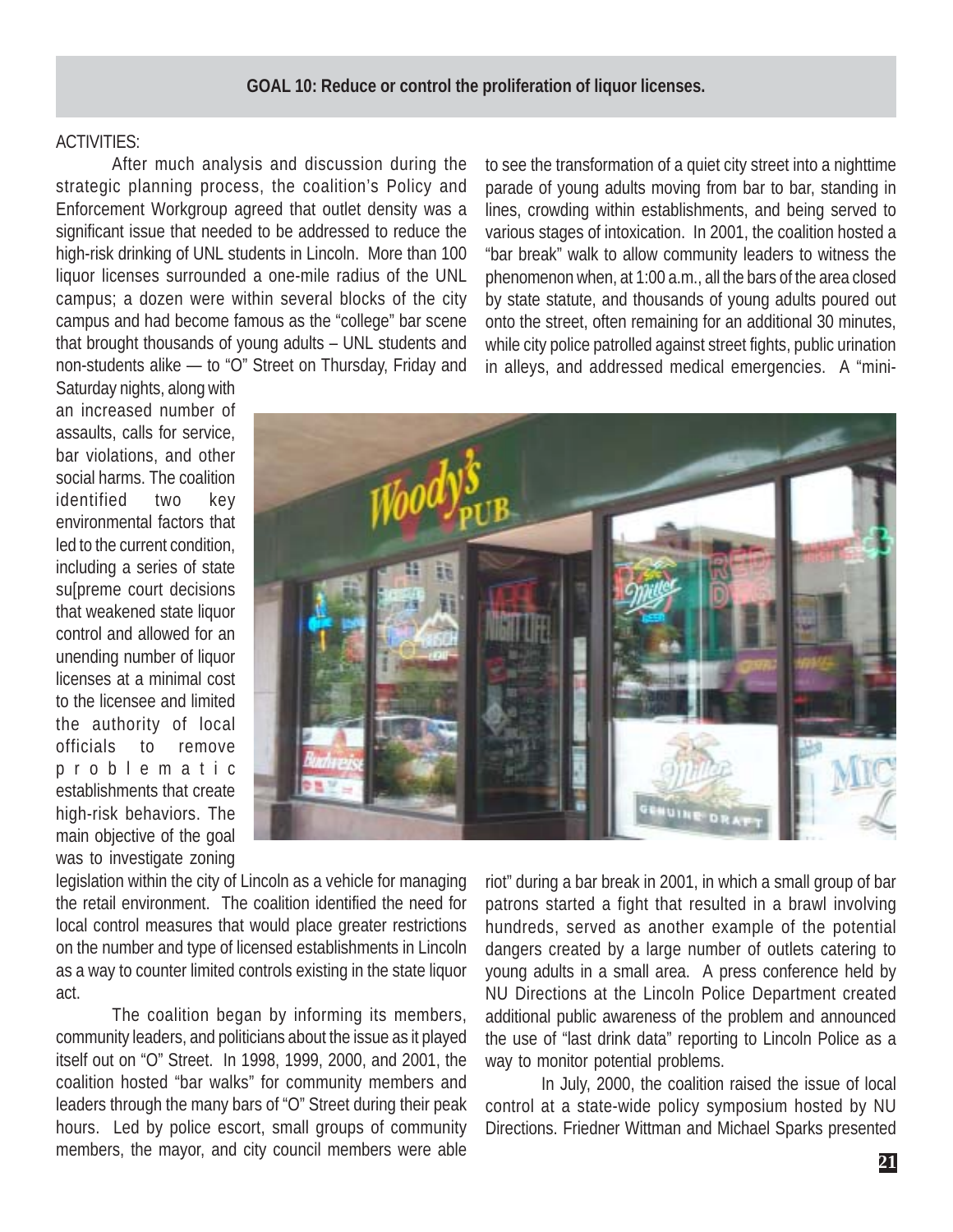**GOAL 10: Reduce or control the proliferation of liquor licenses.**

ACTIVITIES:

After much analysis and discussion during the strategic planning process, the coalition's Policy and Enforcement Workgroup agreed that outlet density was a significant issue that needed to be addressed to reduce the high-risk drinking of UNL students in Lincoln. More than 100 liquor licenses surrounded a one-mile radius of the UNL campus; a dozen were within several blocks of the city campus and had become famous as the "college" bar scene that brought thousands of young adults – UNL students and non-students alike — to "O" Street on Thursday, Friday and Saturday nights, along with an increased number of assaults, calls for service, bar violations, and other social harms. The coalition identified two key environmental factors that led to the current condition, including a series of state su[preme court decisions that weakened state liquor control and allowed for an unending number of liquor licenses at a minimal cost to the licensee and limited the authority of local officials to remove problematic establishments that create high-risk behaviors. The main objective of the goal was to investigate zoning legislation within the city of Lincoln as a vehicle for managing the retail environment. The coalition identified the need for local control measures that would place greater restrictions on the number and type of licensed establishments in Lincoln as a way to counter limited controls existing in the state liquor act.

The coalition began by informing its members, community leaders, and politicians about the issue as it played itself out on "O" Street. In 1998, 1999, 2000, and 2001, the coalition hosted "bar walks" for community members and leaders through the many bars of "O" Street during their peak hours. Led by police escort, small groups of community members, the mayor, and city council members were able to see the transformation of a quiet city street into a nighttime parade of young adults moving from bar to bar, standing in lines, crowding within establishments, and being served to various stages of intoxication. In 2001, the coalition hosted a "bar break" walk to allow community leaders to witness the phenomenon when, at 1:00 a.m., all the bars of the area closed by state statute, and thousands of young adults poured out onto the street, often remaining for an additional 30 minutes, while city police patrolled against street fights, public urination in alleys, and addressed medical emergencies. A "mini-riot" during a bar break in 2001, in which a small group of bar patrons started a fight that resulted in a brawl involving hundreds, served as another example of the potential dangers created by a large number of outlets catering to young adults in a small area. A press conference held by NU Directions at the Lincoln Police Department created additional public awareness of the problem and announced the use of "last drink data" reporting to Lincoln Police as a way to monitor potential problems.

In July, 2000, the coalition raised the issue of local control at a state-wide policy symposium hosted by NU Directions. Friedner Wittman and Michael Sparks presented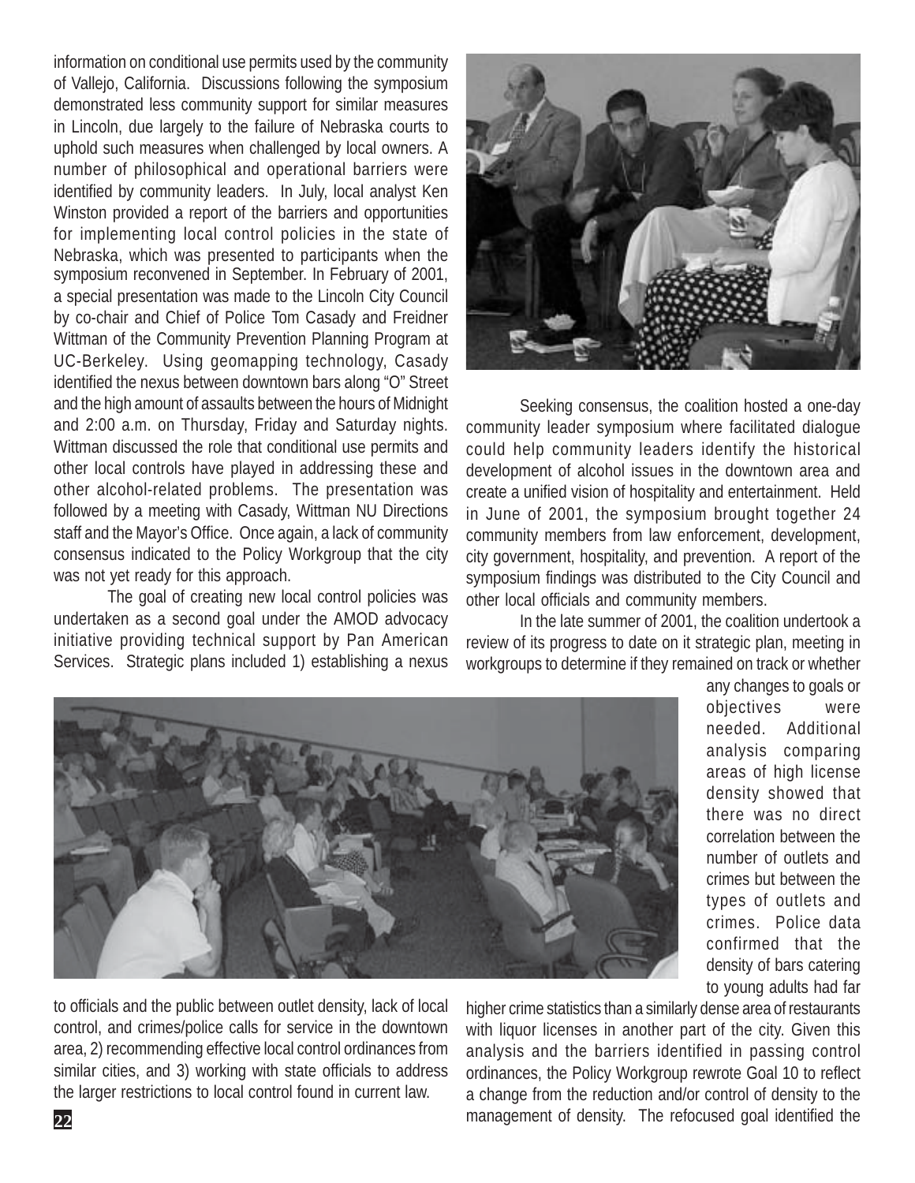information on conditional use permits used by the community of Vallejo, California. Discussions following the symposium demonstrated less community support for similar measures in Lincoln, due largely to the failure of Nebraska courts to uphold such measures when challenged by local owners. A number of philosophical and operational barriers were identified by community leaders. In July, local analyst Ken Winston provided a report of the barriers and opportunities for implementing local control policies in the state of Nebraska, which was presented to participants when the symposium reconvened in September. In February of 2001, a special presentation was made to the Lincoln City Council by co-chair and Chief of Police Tom Casady and Freidner Wittman of the Community Prevention Planning Program at UC-Berkeley. Using geomapping technology, Casady identified the nexus between downtown bars along "O" Street and the high amount of assaults between the hours of Midnight and 2:00 a.m. on Thursday, Friday and Saturday nights. Wittman discussed the role that conditional use permits and other local controls have played in addressing these and other alcohol-related problems. The presentation was followed by a meeting with Casady, Wittman NU Directions staff and the Mayor's Office. Once again, a lack of community consensus indicated to the Policy Workgroup that the city was not yet ready for this approach.

The goal of creating new local control policies was undertaken as a second goal under the AMOD advocacy initiative providing technical support by Pan American Services. Strategic plans included 1) establishing a nexus to officials and the public between outlet density, lack of local control, and crimes/police calls for service in the downtown area, 2) recommending effective local control ordinances from similar cities, and 3) working with state officials to address the larger restrictions to local control found in current law.

Seeking consensus, the coalition hosted a one-day community leader symposium where facilitated dialogue could help community leaders identify the historical development of alcohol issues in the downtown area and create a unified vision of hospitality and entertainment. Held in June of 2001, the symposium brought together 24 community members from law enforcement, development, city government, hospitality, and prevention. A report of the symposium findings was distributed to the City Council and other local officials and community members.

In the late summer of 2001, the coalition undertook a review of its progress to date on it strategic plan, meeting in workgroups to determine if they remained on track or whether any changes to goals or objectives were needed. Additional analysis comparing areas of high license density showed that there was no direct correlation between the number of outlets and crimes but between the types of outlets and crimes. Police data confirmed that the density of bars catering to young adults had far higher crime statistics than a similarly dense area of restaurants with liquor licenses in another part of the city. Given this analysis and the barriers identified in passing control ordinances, the Policy Workgroup rewrote Goal 10 to reflect a change from the reduction and/or control of density to the management of density. The refocused goal identified the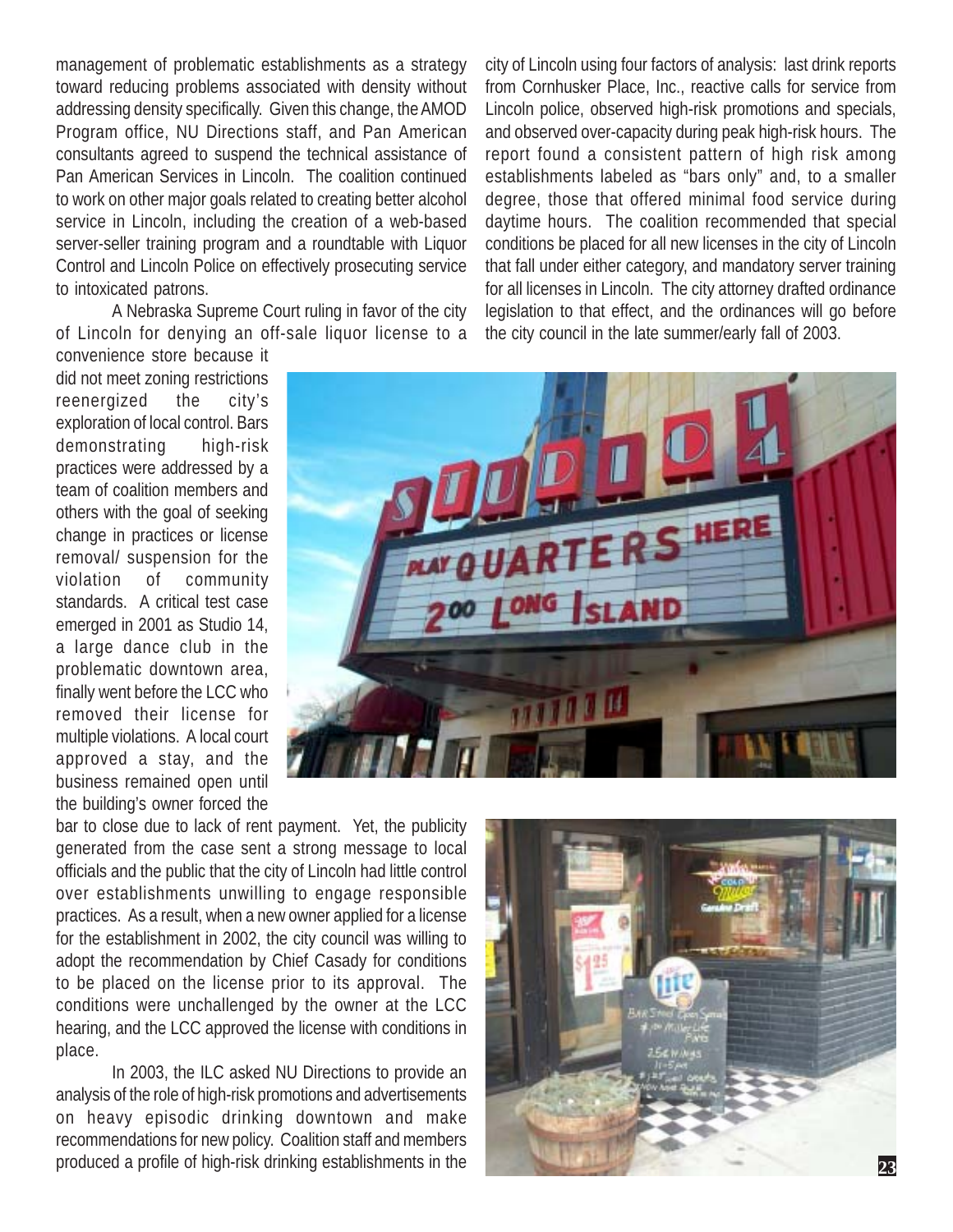management of problematic establishments as a strategy toward reducing problems associated with density without addressing density specifically. Given this change, the AMOD Program office, NU Directions staff, and Pan American consultants agreed to suspend the technical assistance of Pan American Services in Lincoln. The coalition continued to work on other major goals related to creating better alcohol service in Lincoln, including the creation of a web-based server-seller training program and a roundtable with Liquor Control and Lincoln Police on effectively prosecuting service to intoxicated patrons.

A Nebraska Supreme Court ruling in favor of the city of Lincoln for denying an off-sale liquor license to a convenience store because it did not meet zoning restrictions reenergized the city's exploration of local control. Bars demonstrating high-risk practices were addressed by a team of coalition members and others with the goal of seeking change in practices or license removal/ suspension for the violation of community standards. A critical test case emerged in 2001 as Studio 14, a large dance club in the problematic downtown area, finally went before the LCC who removed their license for multiple violations. A local court approved a stay, and the business remained open until the building's owner forced the bar to close due to lack of rent payment. Yet, the publicity generated from the case sent a strong message to local officials and the public that the city of Lincoln had little control over establishments unwilling to engage responsible practices. As a result, when a new owner applied for a license for the establishment in 2002, the city council was willing to adopt the recommendation by Chief Casady for conditions to be placed on the license prior to its approval. The conditions were unchallenged by the owner at the LCC hearing, and the LCC approved the license with conditions in place.

In 2003, the ILC asked NU Directions to provide an analysis of the role of high-risk promotions and advertisements on heavy episodic drinking downtown and make recommendations for new policy. Coalition staff and members produced a profile of high-risk drinking establishments in the city of Lincoln using four factors of analysis: last drink reports from Cornhusker Place, Inc., reactive calls for service from Lincoln police, observed high-risk promotions and specials, and observed over-capacity during peak high-risk hours. The report found a consistent pattern of high risk among establishments labeled as "bars only" and, to a smaller degree, those that offered minimal food service during daytime hours. The coalition recommended that special conditions be placed for all new licenses in the city of Lincoln that fall under either category, and mandatory server training for all licenses in Lincoln. The city attorney drafted ordinance legislation to that effect, and the ordinances will go before the city council in the late summer/early fall of 2003.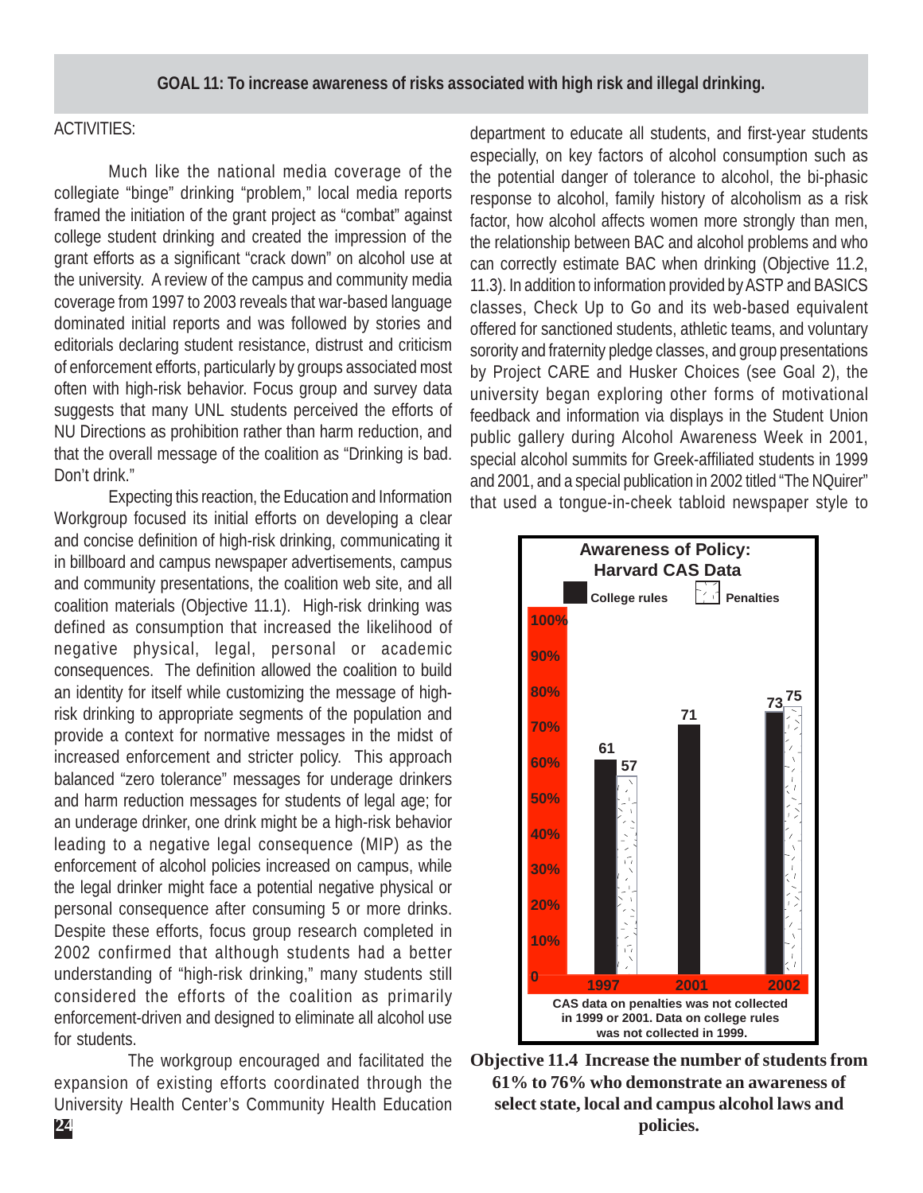**GOAL 11: To increase awareness of risks associated with high risk and illegal drinking.**

ACTIVITIES:

Much like the national media coverage of the collegiate "binge" drinking "problem," local media reports framed the initiation of the grant project as "combat" against college student drinking and created the impression of the grant efforts as a significant "crack down" on alcohol use at the university. A review of the campus and community media coverage from 1997 to 2003 reveals that war-based language dominated initial reports and was followed by stories and editorials declaring student resistance, distrust and criticism of enforcement efforts, particularly by groups associated most often with high-risk behavior. Focus group and survey data suggests that many UNL students perceived the efforts of NU Directions as prohibition rather than harm reduction, and that the overall message of the coalition as "Drinking is bad. Don't drink."

Expecting this reaction, the Education and Information Workgroup focused its initial efforts on developing a clear and concise definition of high-risk drinking, communicating it in billboard and campus newspaper advertisements, campus and community presentations, the coalition web site, and all coalition materials (Objective 11.1). High-risk drinking was defined as consumption that increased the likelihood of negative physical, legal, personal or academic consequences. The definition allowed the coalition to build an identity for itself while customizing the message of high-risk drinking to appropriate segments of the population and provide a context for normative messages in the midst of increased enforcement and stricter policy. This approach balanced "zero tolerance" messages for underage drinkers and harm reduction messages for students of legal age; for an underage drinker, one drink might be a high-risk behavior leading to a negative legal consequence (MIP) as the enforcement of alcohol policies increased on campus, while the legal drinker might face a potential negative physical or personal consequence after consuming 5 or more drinks. Despite these efforts, focus group research completed in 2002 confirmed that although students had a better understanding of "high-risk drinking," many students still considered the efforts of the coalition as primarily enforcement-driven and designed to eliminate all alcohol use for students.

The workgroup encouraged and facilitated the expansion of existing efforts coordinated through the University Health Center's Community Health Education department to educate all students, and first-year students especially, on key factors of alcohol consumption such as the potential danger of tolerance to alcohol, the bi-phasic response to alcohol, family history of alcoholism as a risk factor, how alcohol affects women more strongly than men, the relationship between BAC and alcohol problems and who can correctly estimate BAC when drinking (Objective 11.2, 11.3). In addition to information provided by ASTP and BASICS classes, Check Up to Go and its web-based equivalent offered for sanctioned students, athletic teams, and voluntary sorority and fraternity pledge classes, and group presentations by Project CARE and Husker Choices (see Goal 2), the university began exploring other forms of motivational feedback and information via displays in the Student Union public gallery during Alcohol Awareness Week in 2001, special alcohol summits for Greek-affiliated students in 1999 and 2001, and a special publication in 2002 titled "The NQuirer" that used a tongue-in-cheek tabloid newspaper style to

**Awareness of Policy: Harvard CAS Data**

| Year | College rules | Penalties |
|---|---|---|
| 1997 | 61 | 57 |
| 2001 | 71 | |
| 2002 | 73 | 75 |

CAS data on penalties was not collected in 1999 or 2001. Data on college rules was not collected in 1999.

**Objective 11.4 Increase the number of students from 61% to 76% who demonstrate an awareness of select state, local and campus alcohol laws and policies.**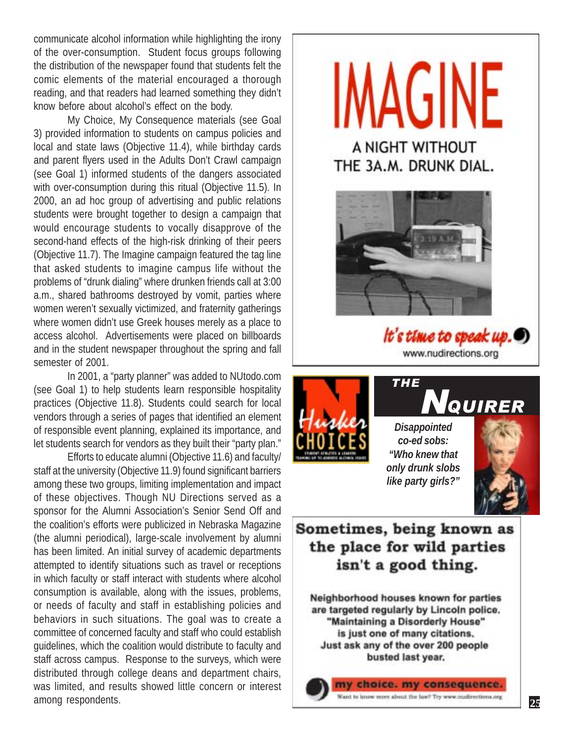communicate alcohol information while highlighting the irony of the over-consumption. Student focus groups following the distribution of the newspaper found that students felt the comic elements of the material encouraged a thorough reading, and that readers had learned something they didn't know before about alcohol's effect on the body.

My Choice, My Consequence materials (see Goal 3) provided information to students on campus policies and local and state laws (Objective 11.4), while birthday cards and parent flyers used in the Adults Don't Crawl campaign (see Goal 1) informed students of the dangers associated with over-consumption during this ritual (Objective 11.5). In 2000, an ad hoc group of advertising and public relations students were brought together to design a campaign that would encourage students to vocally disapprove of the second-hand effects of the high-risk drinking of their peers (Objective 11.7). The Imagine campaign featured the tag line that asked students to imagine campus life without the problems of "drunk dialing" where drunken friends call at 3:00 a.m., shared bathrooms destroyed by vomit, parties where women weren't sexually victimized, and fraternity gatherings where women didn't use Greek houses merely as a place to access alcohol. Advertisements were placed on billboards and in the student newspaper throughout the spring and fall semester of 2001.

In 2001, a "party planner" was added to NUtodo.com (see Goal 1) to help students learn responsible hospitality practices (Objective 11.8). Students could search for local vendors through a series of pages that identified an element of responsible event planning, explained its importance, and let students search for vendors as they built their "party plan."

Efforts to educate alumni (Objective 11.6) and faculty/staff at the university (Objective 11.9) found significant barriers among these two groups, limiting implementation and impact of these objectives. Though NU Directions served as a sponsor for the Alumni Association's Senior Send Off and the coalition's efforts were publicized in Nebraska Magazine (the alumni periodical), large-scale involvement by alumni has been limited. An initial survey of academic departments attempted to identify situations such as travel or receptions in which faculty or staff interact with students where alcohol consumption is available, along with the issues, problems, or needs of faculty and staff in establishing policies and behaviors in such situations. The goal was to create a committee of concerned faculty and staff who could establish guidelines, which the coalition would distribute to faculty and staff across campus. Response to the surveys, which were distributed through college deans and department chairs, was limited, and results showed little concern or interest among respondents.

IMAGINE

A NIGHT WITHOUT THE 3A.M. DRUNK DIAL.

*It's time to speak up.*

www.nudirections.org

Husker CHOICES

THE NQUIRER

***Disappointed co-ed sobs: "Who knew that only drunk slobs like party girls?"***

**Sometimes, being known as the place for wild parties isn't a good thing.**

**Neighborhood houses known for parties are targeted regularly by Lincoln police. "Maintaining a Disorderly House" is just one of many citations. Just ask any of the over 200 people busted last year.**

**my choice. my consequence.**

Want to know more about the law? Try www.nudirections.org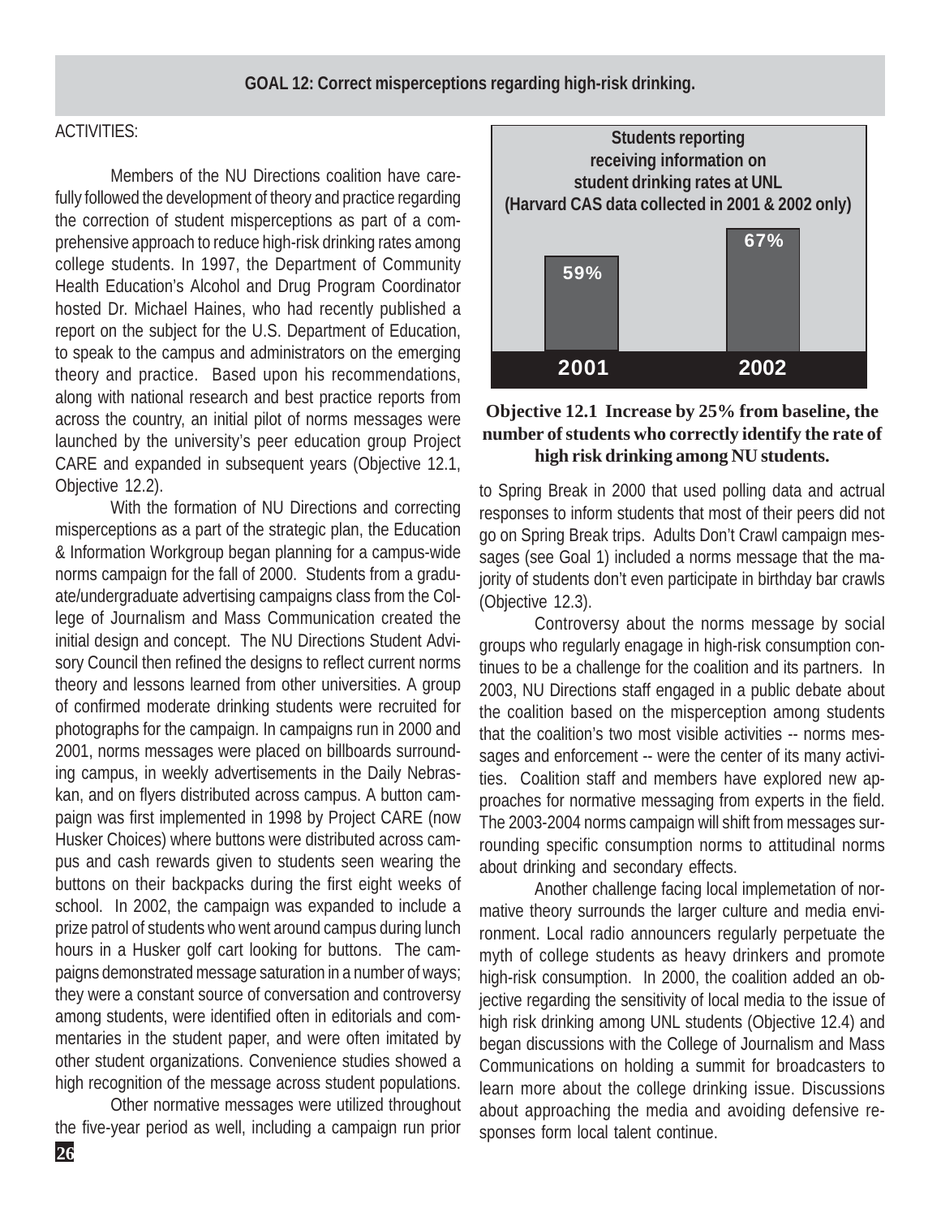## GOAL 12: Correct misperceptions regarding high-risk drinking.

ACTIVITIES:

Members of the NU Directions coalition have carefully followed the development of theory and practice regarding the correction of student misperceptions as part of a comprehensive approach to reduce high-risk drinking rates among college students. In 1997, the Department of Community Health Education's Alcohol and Drug Program Coordinator hosted Dr. Michael Haines, who had recently published a report on the subject for the U.S. Department of Education, to speak to the campus and administrators on the emerging theory and practice. Based upon his recommendations, along with national research and best practice reports from across the country, an initial pilot of norms messages were launched by the university's peer education group Project CARE and expanded in subsequent years (Objective 12.1, Objective 12.2).

With the formation of NU Directions and correcting misperceptions as a part of the strategic plan, the Education & Information Workgroup began planning for a campus-wide norms campaign for the fall of 2000. Students from a graduate/undergraduate advertising campaigns class from the College of Journalism and Mass Communication created the initial design and concept. The NU Directions Student Advisory Council then refined the designs to reflect current norms theory and lessons learned from other universities. A group of confirmed moderate drinking students were recruited for photographs for the campaign. In campaigns run in 2000 and 2001, norms messages were placed on billboards surrounding campus, in weekly advertisements in the Daily Nebraskan, and on flyers distributed across campus. A button campaign was first implemented in 1998 by Project CARE (now Husker Choices) where buttons were distributed across campus and cash rewards given to students seen wearing the buttons on their backpacks during the first eight weeks of school. In 2002, the campaign was expanded to include a prize patrol of students who went around campus during lunch hours in a Husker golf cart looking for buttons. The campaigns demonstrated message saturation in a number of ways; they were a constant source of conversation and controversy among students, were identified often in editorials and commentaries in the student paper, and were often imitated by other student organizations. Convenience studies showed a high recognition of the message across student populations.

Other normative messages were utilized throughout the five-year period as well, including a campaign run prior to Spring Break in 2000 that used polling data and actrual responses to inform students that most of their peers did not go on Spring Break trips. Adults Don't Crawl campaign messages (see Goal 1) included a norms message that the majority of students don't even participate in birthday bar crawls (Objective 12.3).

**Students reporting receiving information on student drinking rates at UNL (Harvard CAS data collected in 2001 & 2002 only)**

| Year | Percent |
|---|---|
| 2001 | 59% |
| 2002 | 67% |

**Objective 12.1 Increase by 25% from baseline, the number of students who correctly identify the rate of high risk drinking among NU students.**

Controversy about the norms message by social groups who regularly enagage in high-risk consumption continues to be a challenge for the coalition and its partners. In 2003, NU Directions staff engaged in a public debate about the coalition based on the misperception among students that the coalition's two most visible activities -- norms messages and enforcement -- were the center of its many activities. Coalition staff and members have explored new approaches for normative messaging from experts in the field. The 2003-2004 norms campaign will shift from messages surrounding specific consumption norms to attitudinal norms about drinking and secondary effects.

Another challenge facing local implemetation of normative theory surrounds the larger culture and media environment. Local radio announcers regularly perpetuate the myth of college students as heavy drinkers and promote high-risk consumption. In 2000, the coalition added an objective regarding the sensitivity of local media to the issue of high risk drinking among UNL students (Objective 12.4) and began discussions with the College of Journalism and Mass Communications on holding a summit for broadcasters to learn more about the college drinking issue. Discussions about approaching the media and avoiding defensive responses form local talent continue.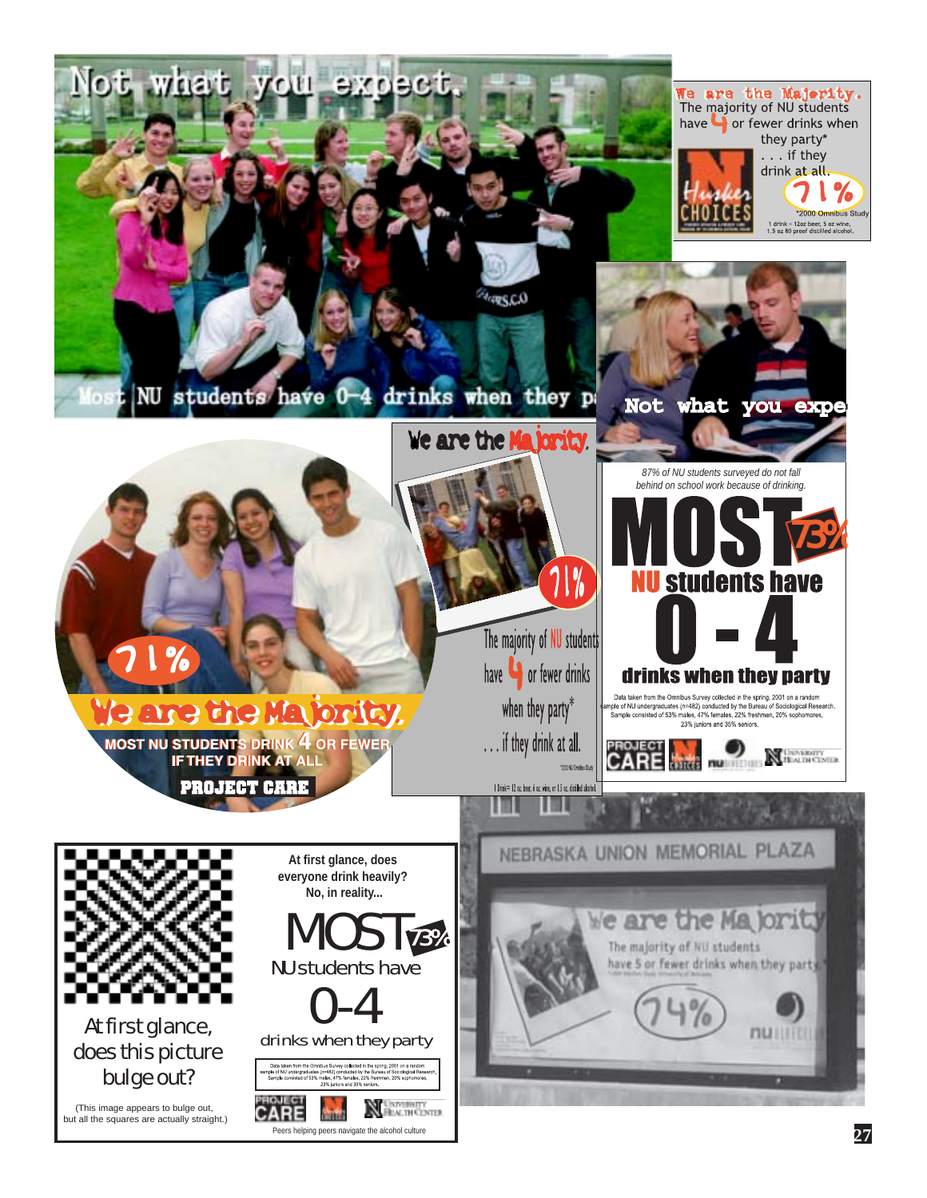Not what you expect.

Most NU students have 0-4 drinks when they p...

We are the Majority.
The majority of NU students have 4 or fewer drinks when they party* . . . if they drink at all.

71%

Husker CHOICES

*2000 Omnibus Study

1 drink = 12oz beer, 5 oz wine, 1.5 oz 80 proof distilled alcohol.

Not what you expe...

71%

We are the Majority.

MOST NU STUDENTS DRINK 4 OR FEWER IF THEY DRINK AT ALL

PROJECT CARE

We are the Majority.

71%

The majority of NU students have 4 or fewer drinks when they party* . . . if they drink at all.

*2000 NU Omnibus Study

1 Drink= 12 oz. beer, 6 oz. wine, or 1.5 oz. distilled alcohol.

87% of NU students surveyed do not fall behind on school work because of drinking.

MOST 73%

NU students have

0 - 4

drinks when they party

Data taken from the Omnibus Survey collected in the spring, 2001 on a random sample of NU undergraduates (n=482) conducted by the Bureau of Sociological Research. Sample consisted of 53% males, 47% females, 22% freshmen, 20% sophomores, 23% juniors and 35% seniors.

PROJECT CARE | Husker CHOICES | nu | UNIVERSITY HEALTH CENTER

At first glance, does this picture bulge out?

(This image appears to bulge out, but all the squares are actually straight.)

At first glance, does everyone drink heavily? No, in reality...

MOST 73%

NU students have

0-4

drinks when they party

Data taken from the Omnibus Survey collected in the spring, 2001 on a random sample of NU undergraduates (n=482) conducted by the Bureau of Sociological Research. Sample consisted of 53% males, 47% females, 22% freshmen, 20% sophomores, 23% juniors and 35% seniors.

PROJECT CARE | UNIVERSITY HEALTH CENTER

Peers helping peers navigate the alcohol culture

NEBRASKA UNION MEMORIAL PLAZA

We are the Majority

The majority of NU students have 5 or fewer drinks when they party.*

74%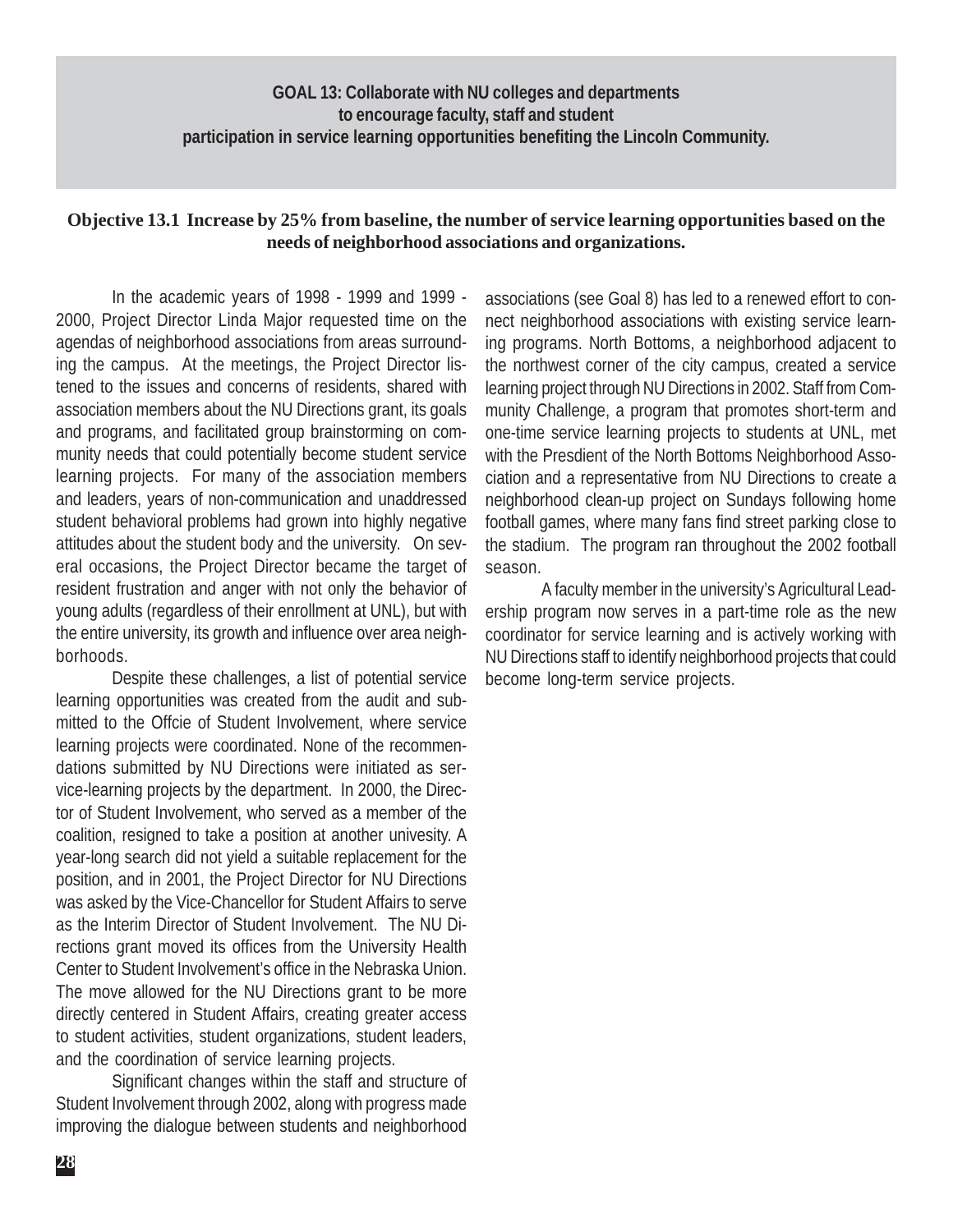## GOAL 13: Collaborate with NU colleges and departments to encourage faculty, staff and student participation in service learning opportunities benefiting the Lincoln Community.

### Objective 13.1 Increase by 25% from baseline, the number of service learning opportunities based on the needs of neighborhood associations and organizations.

In the academic years of 1998 - 1999 and 1999 - 2000, Project Director Linda Major requested time on the agendas of neighborhood associations from areas surrounding the campus. At the meetings, the Project Director listened to the issues and concerns of residents, shared with association members about the NU Directions grant, its goals and programs, and facilitated group brainstorming on community needs that could potentially become student service learning projects. For many of the association members and leaders, years of non-communication and unaddressed student behavioral problems had grown into highly negative attitudes about the student body and the university. On several occasions, the Project Director became the target of resident frustration and anger with not only the behavior of young adults (regardless of their enrollment at UNL), but with the entire university, its growth and influence over area neighborhoods.

Despite these challenges, a list of potential service learning opportunities was created from the audit and submitted to the Offcie of Student Involvement, where service learning projects were coordinated. None of the recommendations submitted by NU Directions were initiated as service-learning projects by the department. In 2000, the Director of Student Involvement, who served as a member of the coalition, resigned to take a position at another univesity. A year-long search did not yield a suitable replacement for the position, and in 2001, the Project Director for NU Directions was asked by the Vice-Chancellor for Student Affairs to serve as the Interim Director of Student Involvement. The NU Directions grant moved its offices from the University Health Center to Student Involvement's office in the Nebraska Union. The move allowed for the NU Directions grant to be more directly centered in Student Affairs, creating greater access to student activities, student organizations, student leaders, and the coordination of service learning projects.

Significant changes within the staff and structure of Student Involvement through 2002, along with progress made improving the dialogue between students and neighborhood associations (see Goal 8) has led to a renewed effort to connect neighborhood associations with existing service learning programs. North Bottoms, a neighborhood adjacent to the northwest corner of the city campus, created a service learning project through NU Directions in 2002. Staff from Community Challenge, a program that promotes short-term and one-time service learning projects to students at UNL, met with the Presdient of the North Bottoms Neighborhood Association and a representative from NU Directions to create a neighborhood clean-up project on Sundays following home football games, where many fans find street parking close to the stadium. The program ran throughout the 2002 football season.

A faculty member in the university's Agricultural Leadership program now serves in a part-time role as the new coordinator for service learning and is actively working with NU Directions staff to identify neighborhood projects that could become long-term service projects.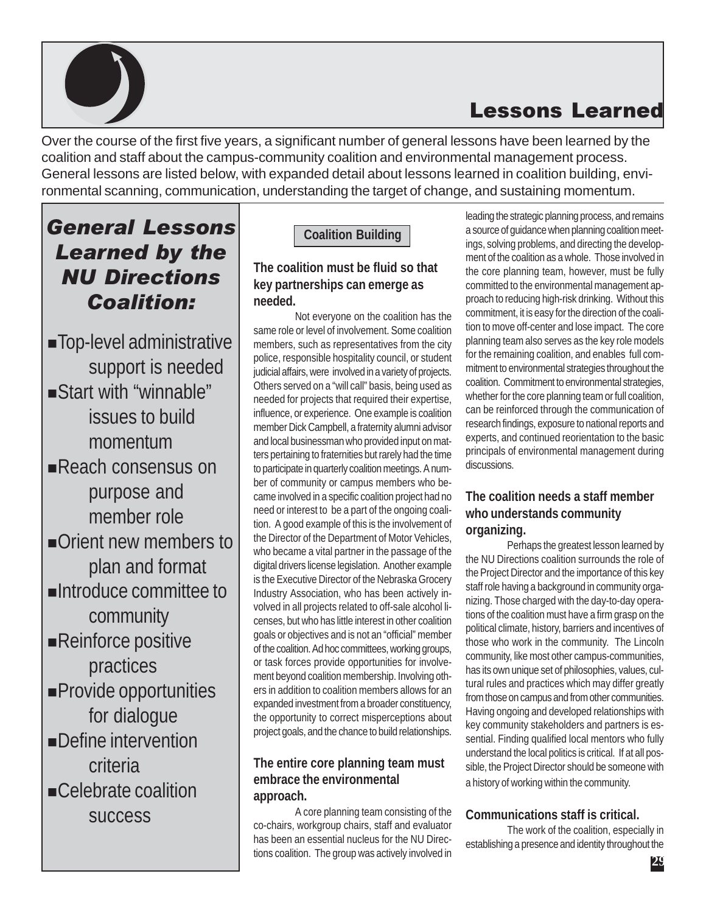# Lessons Learned

Over the course of the first five years, a significant number of general lessons have been learned by the coalition and staff about the campus-community coalition and environmental management process. General lessons are listed below, with expanded detail about lessons learned in coalition building, environmental scanning, communication, understanding the target of change, and sustaining momentum.

## *General Lessons Learned by the NU Directions Coalition:*

- Top-level administrative support is needed
- Start with "winnable" issues to build momentum
- Reach consensus on purpose and member role
- Orient new members to plan and format
- Introduce committee to community
- Reinforce positive practices
- Provide opportunities for dialogue
- Define intervention criteria
- Celebrate coalition success

## Coalition Building

### The coalition must be fluid so that key partnerships can emerge as needed.

Not everyone on the coalition has the same role or level of involvement. Some coalition members, such as representatives from the city police, responsible hospitality council, or student judicial affairs, were involved in a variety of projects. Others served on a "will call" basis, being used as needed for projects that required their expertise, influence, or experience. One example is coalition member Dick Campbell, a fraternity alumni advisor and local businessman who provided input on matters pertaining to fraternities but rarely had the time to participate in quarterly coalition meetings. A number of community or campus members who became involved in a specific coalition project had no need or interest to be a part of the ongoing coalition. A good example of this is the involvement of the Director of the Department of Motor Vehicles, who became a vital partner in the passage of the digital drivers license legislation. Another example is the Executive Director of the Nebraska Grocery Industry Association, who has been actively involved in all projects related to off-sale alcohol licenses, but who has little interest in other coalition goals or objectives and is not an "official" member of the coalition. Ad hoc committees, working groups, or task forces provide opportunities for involvement beyond coalition membership. Involving others in addition to coalition members allows for an expanded investment from a broader constituency, the opportunity to correct misperceptions about project goals, and the chance to build relationships.

### The entire core planning team must embrace the environmental approach.

A core planning team consisting of the co-chairs, workgroup chairs, staff and evaluator has been an essential nucleus for the NU Directions coalition. The group was actively involved in leading the strategic planning process, and remains a source of guidance when planning coalition meetings, solving problems, and directing the development of the coalition as a whole. Those involved in the core planning team, however, must be fully committed to the environmental management approach to reducing high-risk drinking. Without this commitment, it is easy for the direction of the coalition to move off-center and lose impact. The core planning team also serves as the key role models for the remaining coalition, and enables full commitment to environmental strategies throughout the coalition. Commitment to environmental strategies, whether for the core planning team or full coalition, can be reinforced through the communication of research findings, exposure to national reports and experts, and continued reorientation to the basic principals of environmental management during discussions.

### The coalition needs a staff member who understands community organizing.

Perhaps the greatest lesson learned by the NU Directions coalition surrounds the role of the Project Director and the importance of this key staff role having a background in community organizing. Those charged with the day-to-day operations of the coalition must have a firm grasp on the political climate, history, barriers and incentives of those who work in the community. The Lincoln community, like most other campus-communities, has its own unique set of philosophies, values, cultural rules and practices which may differ greatly from those on campus and from other communities. Having ongoing and developed relationships with key community stakeholders and partners is essential. Finding qualified local mentors who fully understand the local politics is critical. If at all possible, the Project Director should be someone with a history of working within the community.

### Communications staff is critical.

The work of the coalition, especially in establishing a presence and identity throughout the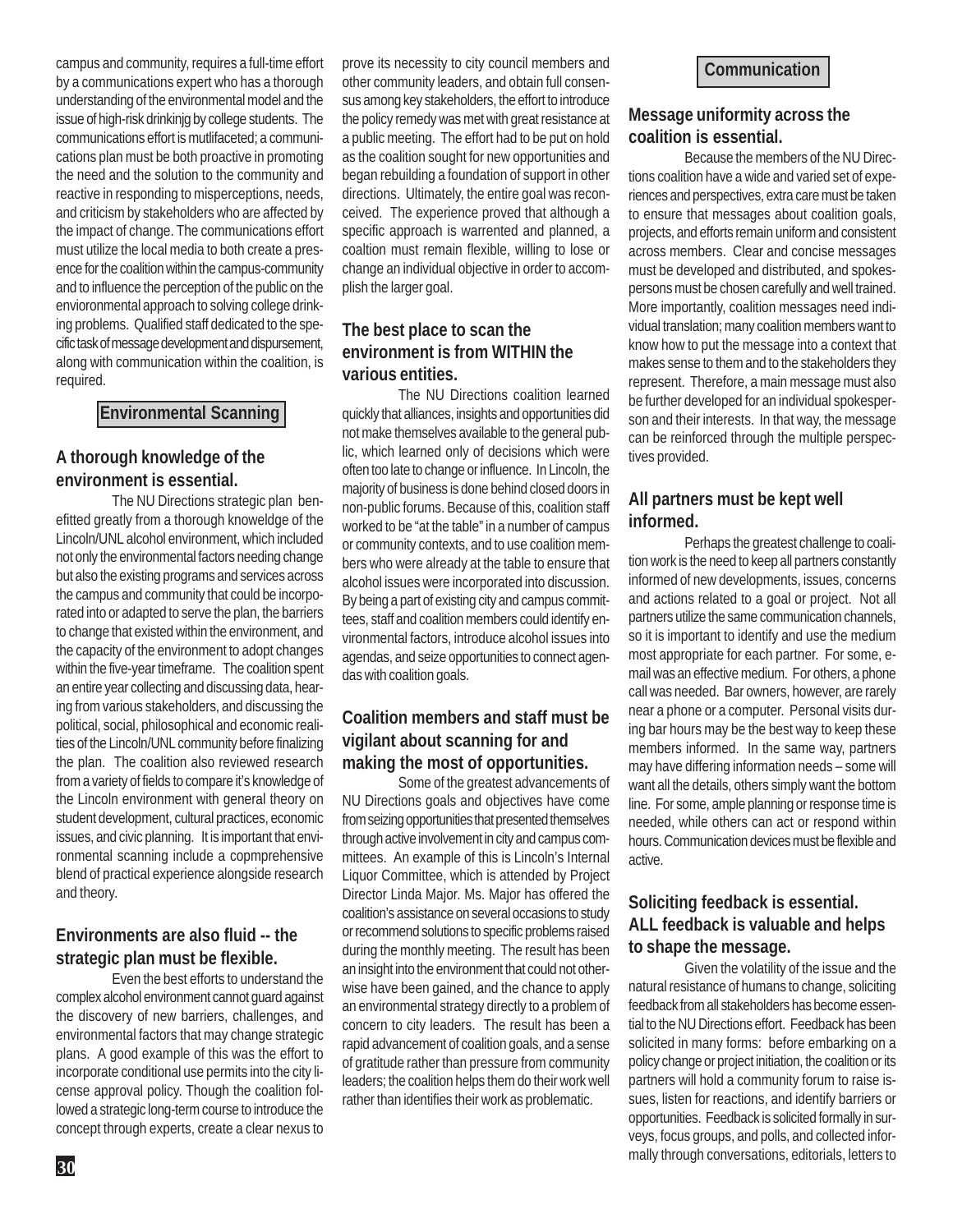campus and community, requires a full-time effort by a communications expert who has a thorough understanding of the environmental model and the issue of high-risk drinkinjg by college students. The communications effort is mutlifaceted; a communications plan must be both proactive in promoting the need and the solution to the community and reactive in responding to misperceptions, needs, and criticism by stakeholders who are affected by the impact of change. The communications effort must utilize the local media to both create a presence for the coalition within the campus-community and to influence the perception of the public on the envioronmental approach to solving college drinking problems. Qualified staff dedicated to the specific task of message development and dispursement, along with communication within the coalition, is required.

## Environmental Scanning

### A thorough knowledge of the environment is essential.

The NU Directions strategic plan benefitted greatly from a thorough knoweldge of the Lincoln/UNL alcohol environment, which included not only the environmental factors needing change but also the existing programs and services across the campus and community that could be incorporated into or adapted to serve the plan, the barriers to change that existed within the environment, and the capacity of the environment to adopt changes within the five-year timeframe. The coalition spent an entire year collecting and discussing data, hearing from various stakeholders, and discussing the political, social, philosophical and economic realities of the Lincoln/UNL community before finalizing the plan. The coalition also reviewed research from a variety of fields to compare it's knowledge of the Lincoln environment with general theory on student development, cultural practices, economic issues, and civic planning. It is important that environmental scanning include a copmprehensive blend of practical experience alongside research and theory.

### Environments are also fluid -- the strategic plan must be flexible.

Even the best efforts to understand the complex alcohol environment cannot guard against the discovery of new barriers, challenges, and environmental factors that may change strategic plans. A good example of this was the effort to incorporate conditional use permits into the city license approval policy. Though the coalition followed a strategic long-term course to introduce the concept through experts, create a clear nexus to prove its necessity to city council members and other community leaders, and obtain full consensus among key stakeholders, the effort to introduce the policy remedy was met with great resistance at a public meeting. The effort had to be put on hold as the coalition sought for new opportunities and began rebuilding a foundation of support in other directions. Ultimately, the entire goal was reconceived. The experience proved that although a specific approach is warrented and planned, a coaltion must remain flexible, willing to lose or change an individual objective in order to accomplish the larger goal.

### The best place to scan the environment is from WITHIN the various entities.

The NU Directions coalition learned quickly that alliances, insights and opportunities did not make themselves available to the general public, which learned only of decisions which were often too late to change or influence. In Lincoln, the majority of business is done behind closed doors in non-public forums. Because of this, coalition staff worked to be "at the table" in a number of campus or community contexts, and to use coalition members who were already at the table to ensure that alcohol issues were incorporated into discussion. By being a part of existing city and campus committees, staff and coalition members could identify environmental factors, introduce alcohol issues into agendas, and seize opportunities to connect agendas with coalition goals.

### Coalition members and staff must be vigilant about scanning for and making the most of opportunities.

Some of the greatest advancements of NU Directions goals and objectives have come from seizing opportunities that presented themselves through active involvement in city and campus committees. An example of this is Lincoln's Internal Liquor Committee, which is attended by Project Director Linda Major. Ms. Major has offered the coalition's assistance on several occasions to study or recommend solutions to specific problems raised during the monthly meeting. The result has been an insight into the environment that could not otherwise have been gained, and the chance to apply an environmental strategy directly to a problem of concern to city leaders. The result has been a rapid advancement of coalition goals, and a sense of gratitude rather than pressure from community leaders; the coalition helps them do their work well rather than identifies their work as problematic.

## Communication

### Message uniformity across the coalition is essential.

Because the members of the NU Directions coalition have a wide and varied set of experiences and perspectives, extra care must be taken to ensure that messages about coalition goals, projects, and efforts remain uniform and consistent across members. Clear and concise messages must be developed and distributed, and spokespersons must be chosen carefully and well trained. More importantly, coalition messages need individual translation; many coalition members want to know how to put the message into a context that makes sense to them and to the stakeholders they represent. Therefore, a main message must also be further developed for an individual spokesperson and their interests. In that way, the message can be reinforced through the multiple perspectives provided.

### All partners must be kept well informed.

Perhaps the greatest challenge to coalition work is the need to keep all partners constantly informed of new developments, issues, concerns and actions related to a goal or project. Not all partners utilize the same communication channels, so it is important to identify and use the medium most appropriate for each partner. For some, e-mail was an effective medium. For others, a phone call was needed. Bar owners, however, are rarely near a phone or a computer. Personal visits during bar hours may be the best way to keep these members informed. In the same way, partners may have differing information needs – some will want all the details, others simply want the bottom line. For some, ample planning or response time is needed, while others can act or respond within hours. Communication devices must be flexible and active.

### Soliciting feedback is essential. ALL feedback is valuable and helps to shape the message.

Given the volatility of the issue and the natural resistance of humans to change, soliciting feedback from all stakeholders has become essential to the NU Directions effort. Feedback has been solicited in many forms: before embarking on a policy change or project initiation, the coalition or its partners will hold a community forum to raise issues, listen for reactions, and identify barriers or opportunities. Feedback is solicited formally in surveys, focus groups, and polls, and collected informally through conversations, editorials, letters to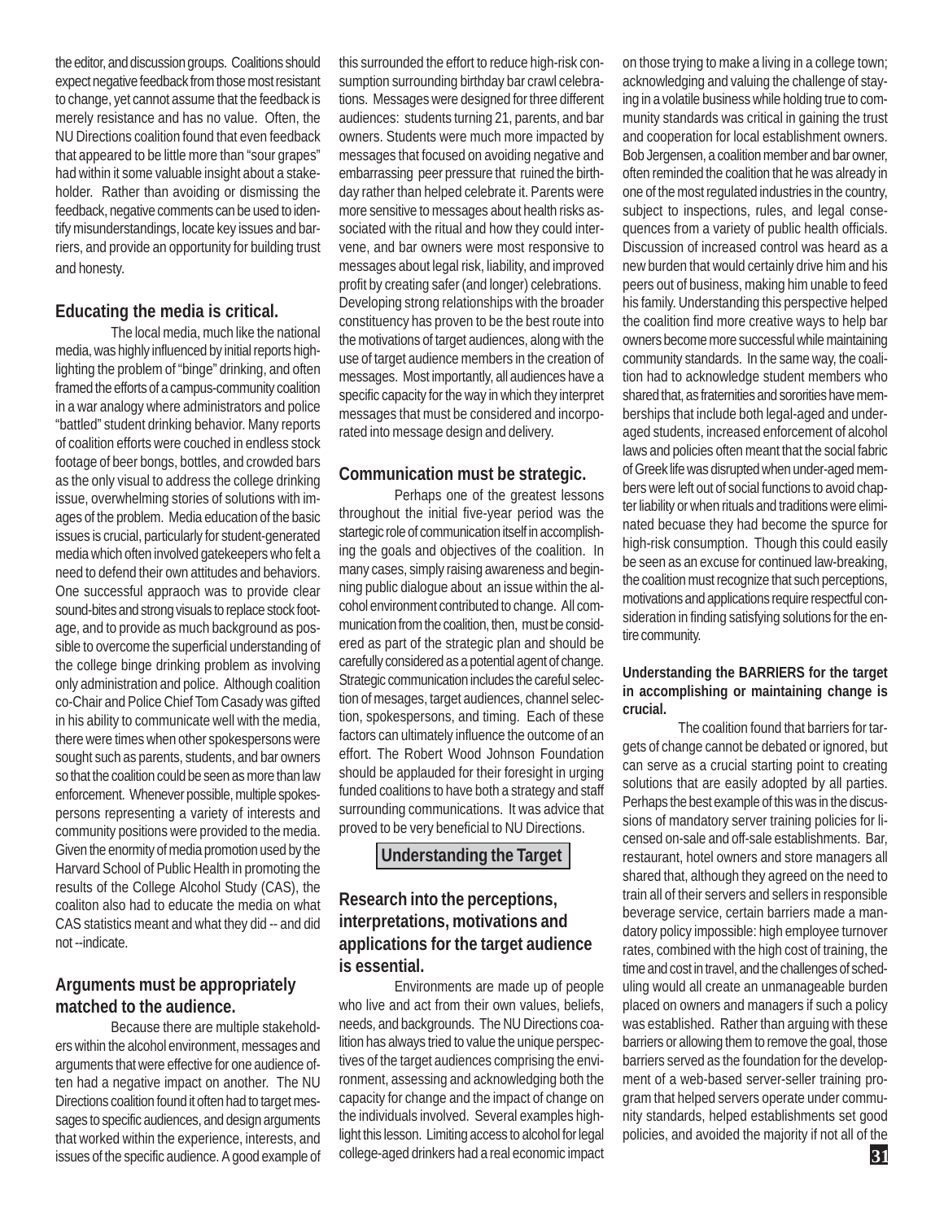the editor, and discussion groups. Coalitions should expect negative feedback from those most resistant to change, yet cannot assume that the feedback is merely resistance and has no value. Often, the NU Directions coalition found that even feedback that appeared to be little more than "sour grapes" had within it some valuable insight about a stakeholder. Rather than avoiding or dismissing the feedback, negative comments can be used to identify misunderstandings, locate key issues and barriers, and provide an opportunity for building trust and honesty.

### Educating the media is critical.

The local media, much like the national media, was highly influenced by initial reports highlighting the problem of "binge" drinking, and often framed the efforts of a campus-community coalition in a war analogy where administrators and police "battled" student drinking behavior. Many reports of coalition efforts were couched in endless stock footage of beer bongs, bottles, and crowded bars as the only visual to address the college drinking issue, overwhelming stories of solutions with images of the problem. Media education of the basic issues is crucial, particularly for student-generated media which often involved gatekeepers who felt a need to defend their own attitudes and behaviors. One successful appraoch was to provide clear sound-bites and strong visuals to replace stock footage, and to provide as much background as possible to overcome the superficial understanding of the college binge drinking problem as involving only administration and police. Although coalition co-Chair and Police Chief Tom Casady was gifted in his ability to communicate well with the media, there were times when other spokespersons were sought such as parents, students, and bar owners so that the coalition could be seen as more than law enforcement. Whenever possible, multiple spokespersons representing a variety of interests and community positions were provided to the media. Given the enormity of media promotion used by the Harvard School of Public Health in promoting the results of the College Alcohol Study (CAS), the coaliton also had to educate the media on what CAS statistics meant and what they did -- and did not --indicate.

### Arguments must be appropriately matched to the audience.

Because there are multiple stakeholders within the alcohol environment, messages and arguments that were effective for one audience often had a negative impact on another. The NU Directions coalition found it often had to target messages to specific audiences, and design arguments that worked within the experience, interests, and issues of the specific audience. A good example of this surrounded the effort to reduce high-risk consumption surrounding birthday bar crawl celebrations. Messages were designed for three different audiences: students turning 21, parents, and bar owners. Students were much more impacted by messages that focused on avoiding negative and embarrassing peer pressure that ruined the birthday rather than helped celebrate it. Parents were more sensitive to messages about health risks associated with the ritual and how they could intervene, and bar owners were most responsive to messages about legal risk, liability, and improved profit by creating safer (and longer) celebrations. Developing strong relationships with the broader constituency has proven to be the best route into the motivations of target audiences, along with the use of target audience members in the creation of messages. Most importantly, all audiences have a specific capacity for the way in which they interpret messages that must be considered and incorporated into message design and delivery.

### Communication must be strategic.

Perhaps one of the greatest lessons throughout the initial five-year period was the startegic role of communication itself in accomplishing the goals and objectives of the coalition. In many cases, simply raising awareness and beginning public dialogue about an issue within the alcohol environment contributed to change. All communication from the coalition, then, must be considered as part of the strategic plan and should be carefully considered as a potential agent of change. Strategic communication includes the careful selection of mesages, target audiences, channel selection, spokespersons, and timing. Each of these factors can ultimately influence the outcome of an effort. The Robert Wood Johnson Foundation should be applauded for their foresight in urging funded coalitions to have both a strategy and staff surrounding communications. It was advice that proved to be very beneficial to NU Directions.

## Understanding the Target

### Research into the perceptions, interpretations, motivations and applications for the target audience is essential.

Environments are made up of people who live and act from their own values, beliefs, needs, and backgrounds. The NU Directions coalition has always tried to value the unique perspectives of the target audiences comprising the environment, assessing and acknowledging both the capacity for change and the impact of change on the individuals involved. Several examples highlight this lesson. Limiting access to alcohol for legal college-aged drinkers had a real economic impact on those trying to make a living in a college town; acknowledging and valuing the challenge of staying in a volatile business while holding true to community standards was critical in gaining the trust and cooperation for local establishment owners. Bob Jergensen, a coalition member and bar owner, often reminded the coalition that he was already in one of the most regulated industries in the country, subject to inspections, rules, and legal consequences from a variety of public health officials. Discussion of increased control was heard as a new burden that would certainly drive him and his peers out of business, making him unable to feed his family. Understanding this perspective helped the coalition find more creative ways to help bar owners become more successful while maintaining community standards. In the same way, the coalition had to acknowledge student members who shared that, as fraternities and sororities have memberships that include both legal-aged and under-aged students, increased enforcement of alcohol laws and policies often meant that the social fabric of Greek life was disrupted when under-aged members were left out of social functions to avoid chapter liability or when rituals and traditions were eliminated becuase they had become the spurce for high-risk consumption. Though this could easily be seen as an excuse for continued law-breaking, the coalition must recognize that such perceptions, motivations and applications require respectful consideration in finding satisfying solutions for the entire community.

### Understanding the BARRIERS for the target in accomplishing or maintaining change is crucial.

The coalition found that barriers for targets of change cannot be debated or ignored, but can serve as a crucial starting point to creating solutions that are easily adopted by all parties. Perhaps the best example of this was in the discussions of mandatory server training policies for licensed on-sale and off-sale establishments. Bar, restaurant, hotel owners and store managers all shared that, although they agreed on the need to train all of their servers and sellers in responsible beverage service, certain barriers made a mandatory policy impossible: high employee turnover rates, combined with the high cost of training, the time and cost in travel, and the challenges of scheduling would all create an unmanageable burden placed on owners and managers if such a policy was established. Rather than arguing with these barriers or allowing them to remove the goal, those barriers served as the foundation for the development of a web-based server-seller training program that helped servers operate under community standards, helped establishments set good policies, and avoided the majority if not all of the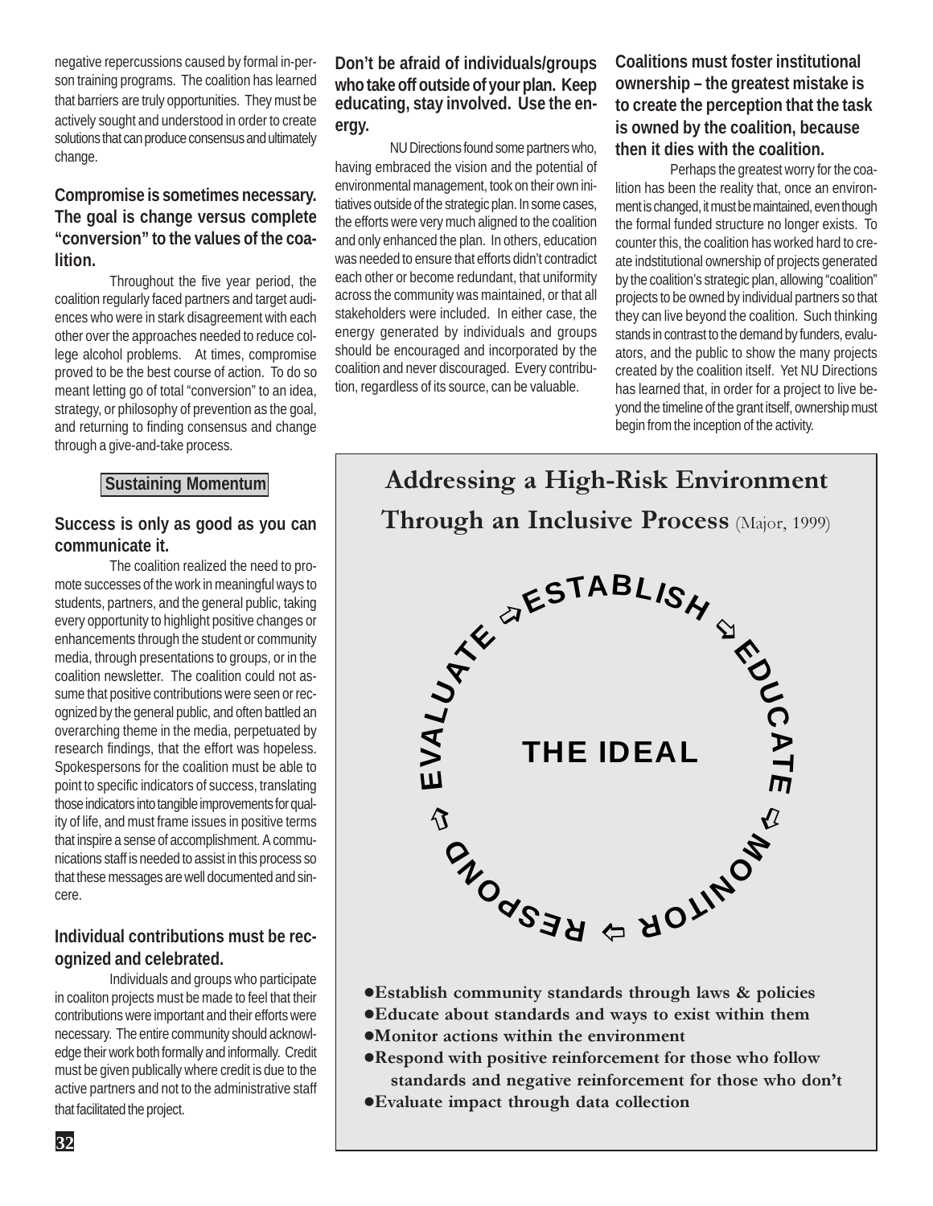negative repercussions caused by formal in-person training programs. The coalition has learned that barriers are truly opportunities. They must be actively sought and understood in order to create solutions that can produce consensus and ultimately change.

**Compromise is sometimes necessary. The goal is change versus complete "conversion" to the values of the coalition.**

Throughout the five year period, the coalition regularly faced partners and target audiences who were in stark disagreement with each other over the approaches needed to reduce college alcohol problems. At times, compromise proved to be the best course of action. To do so meant letting go of total "conversion" to an idea, strategy, or philosophy of prevention as the goal, and returning to finding consensus and change through a give-and-take process.

## Sustaining Momentum

**Success is only as good as you can communicate it.**

The coalition realized the need to promote successes of the work in meaningful ways to students, partners, and the general public, taking every opportunity to highlight positive changes or enhancements through the student or community media, through presentations to groups, or in the coalition newsletter. The coalition could not assume that positive contributions were seen or recognized by the general public, and often battled an overarching theme in the media, perpetuated by research findings, that the effort was hopeless. Spokespersons for the coalition must be able to point to specific indicators of success, translating those indicators into tangible improvements for quality of life, and must frame issues in positive terms that inspire a sense of accomplishment. A communications staff is needed to assist in this process so that these messages are well documented and sincere.

**Individual contributions must be recognized and celebrated.**

Individuals and groups who participate in coaliton projects must be made to feel that their contributions were important and their efforts were necessary. The entire community should acknowledge their work both formally and informally. Credit must be given publically where credit is due to the active partners and not to the administrative staff that facilitated the project.

**Don't be afraid of individuals/groups who take off outside of your plan. Keep educating, stay involved. Use the energy.**

NU Directions found some partners who, having embraced the vision and the potential of environmental management, took on their own initiatives outside of the strategic plan. In some cases, the efforts were very much aligned to the coalition and only enhanced the plan. In others, education was needed to ensure that efforts didn't contradict each other or become redundant, that uniformity across the community was maintained, or that all stakeholders were included. In either case, the energy generated by individuals and groups should be encouraged and incorporated by the coalition and never discouraged. Every contribution, regardless of its source, can be valuable.

**Coalitions must foster institutional ownership – the greatest mistake is to create the perception that the task is owned by the coalition, because then it dies with the coalition.**

Perhaps the greatest worry for the coalition has been the reality that, once an environment is changed, it must be maintained, even though the formal funded structure no longer exists. To counter this, the coalition has worked hard to create indstitutional ownership of projects generated by the coalition's strategic plan, allowing "coalition" projects to be owned by individual partners so that they can live beyond the coalition. Such thinking stands in contrast to the demand by funders, evaluators, and the public to show the many projects created by the coalition itself. Yet NU Directions has learned that, in order for a project to live beyond the timeline of the grant itself, ownership must begin from the inception of the activity.

## Addressing a High-Risk Environment Through an Inclusive Process (Major, 1999)

ESTABLISH ⇨ EDUCATE ⇨ MONITOR ⇨ RESPOND ⇨ EVALUATE ⇨

THE IDEAL

- **Establish community standards through laws & policies**
- **Educate about standards and ways to exist within them**
- **Monitor actions within the environment**
- **Respond with positive reinforcement for those who follow standards and negative reinforcement for those who don't**
- **Evaluate impact through data collection**